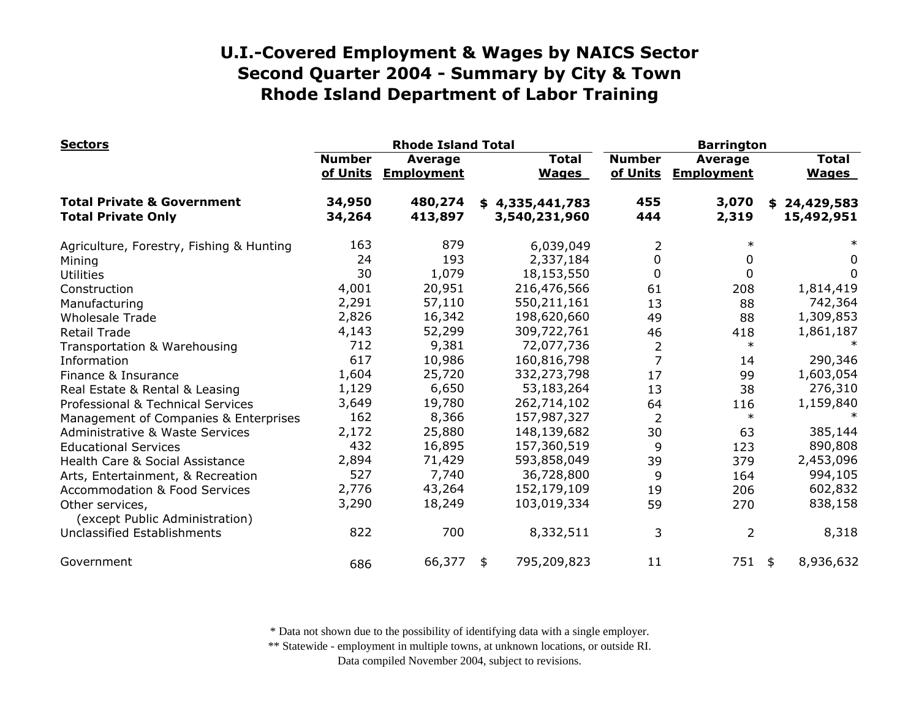# U.I.-Covered Employment & Wages by NAICS Sector
# Second Quarter 2004 - Summary by City & Town
# Rhode Island Department of Labor Training

| Sectors | Rhode Island Total | | | Barrington | | |
|---|---|---|---|---|---|---|
| | Number of Units | Average Employment | Total Wages | Number of Units | Average Employment | Total Wages |
| **Total Private & Government** | **34,950** | **480,274** | **$ 4,335,441,783** | **455** | **3,070** | **$ 24,429,583** |
| **Total Private Only** | **34,264** | **413,897** | **3,540,231,960** | **444** | **2,319** | **15,492,951** |
| Agriculture, Forestry, Fishing & Hunting | 163 | 879 | 6,039,049 | 2 | * | * |
| Mining | 24 | 193 | 2,337,184 | 0 | 0 | 0 |
| Utilities | 30 | 1,079 | 18,153,550 | 0 | 0 | 0 |
| Construction | 4,001 | 20,951 | 216,476,566 | 61 | 208 | 1,814,419 |
| Manufacturing | 2,291 | 57,110 | 550,211,161 | 13 | 88 | 742,364 |
| Wholesale Trade | 2,826 | 16,342 | 198,620,660 | 49 | 88 | 1,309,853 |
| Retail Trade | 4,143 | 52,299 | 309,722,761 | 46 | 418 | 1,861,187 |
| Transportation & Warehousing | 712 | 9,381 | 72,077,736 | 2 | * | * |
| Information | 617 | 10,986 | 160,816,798 | 7 | 14 | 290,346 |
| Finance & Insurance | 1,604 | 25,720 | 332,273,798 | 17 | 99 | 1,603,054 |
| Real Estate & Rental & Leasing | 1,129 | 6,650 | 53,183,264 | 13 | 38 | 276,310 |
| Professional & Technical Services | 3,649 | 19,780 | 262,714,102 | 64 | 116 | 1,159,840 |
| Management of Companies & Enterprises | 162 | 8,366 | 157,987,327 | 2 | * | * |
| Administrative & Waste Services | 2,172 | 25,880 | 148,139,682 | 30 | 63 | 385,144 |
| Educational Services | 432 | 16,895 | 157,360,519 | 9 | 123 | 890,808 |
| Health Care & Social Assistance | 2,894 | 71,429 | 593,858,049 | 39 | 379 | 2,453,096 |
| Arts, Entertainment, & Recreation | 527 | 7,740 | 36,728,800 | 9 | 164 | 994,105 |
| Accommodation & Food Services | 2,776 | 43,264 | 152,179,109 | 19 | 206 | 602,832 |
| Other services, (except Public Administration) | 3,290 | 18,249 | 103,019,334 | 59 | 270 | 838,158 |
| Unclassified Establishments | 822 | 700 | 8,332,511 | 3 | 2 | 8,318 |
| Government | 686 | 66,377 | $ 795,209,823 | 11 | 751 | $ 8,936,632 |

\* Data not shown due to the possibility of identifying data with a single employer.
\*\* Statewide - employment in multiple towns, at unknown locations, or outside RI.
Data compiled November 2004, subject to revisions.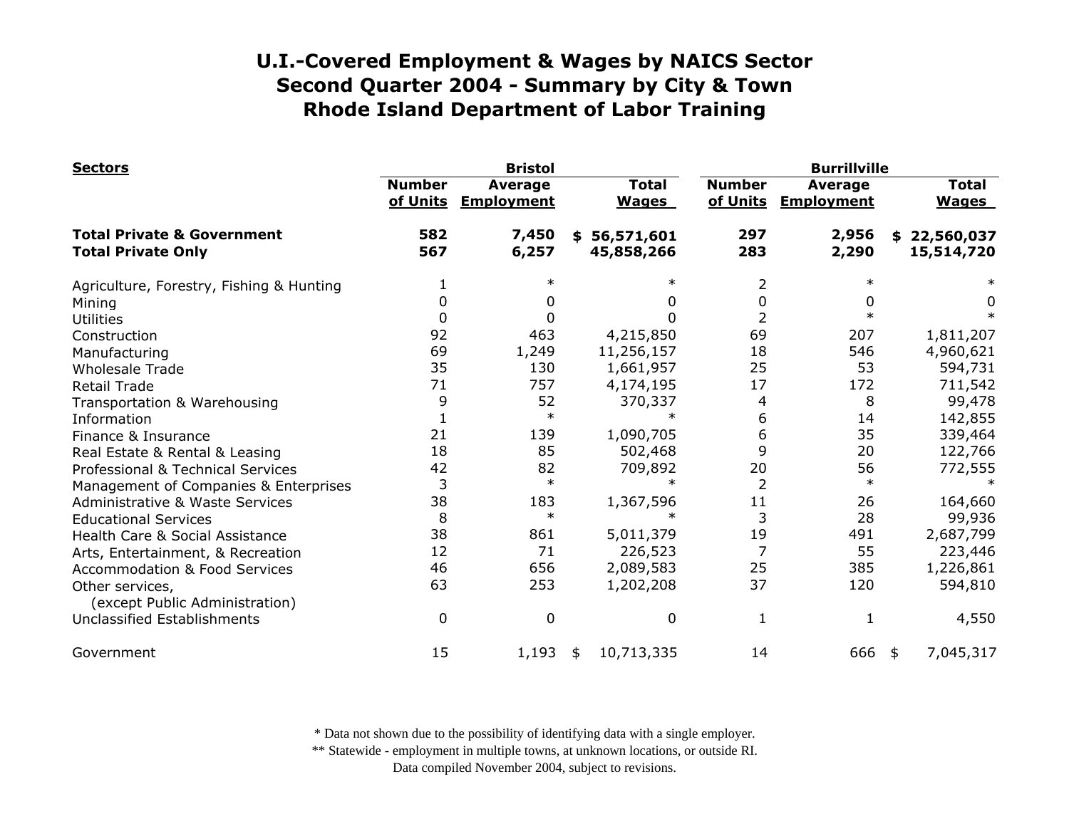# U.I.-Covered Employment & Wages by NAICS Sector
## Second Quarter 2004 - Summary by City & Town
## Rhode Island Department of Labor Training

| Sectors | Bristol | | | Burrillville | | |
|---|---|---|---|---|---|---|
| | Number of Units | Average Employment | Total Wages | Number of Units | Average Employment | Total Wages |
| **Total Private & Government** | **582** | **7,450** | **$ 56,571,601** | **297** | **2,956** | **$ 22,560,037** |
| **Total Private Only** | **567** | **6,257** | **45,858,266** | **283** | **2,290** | **15,514,720** |
| Agriculture, Forestry, Fishing & Hunting | 1 | * | * | 2 | * | * |
| Mining | 0 | 0 | 0 | 0 | 0 | 0 |
| Utilities | 0 | 0 | 0 | 2 | * | * |
| Construction | 92 | 463 | 4,215,850 | 69 | 207 | 1,811,207 |
| Manufacturing | 69 | 1,249 | 11,256,157 | 18 | 546 | 4,960,621 |
| Wholesale Trade | 35 | 130 | 1,661,957 | 25 | 53 | 594,731 |
| Retail Trade | 71 | 757 | 4,174,195 | 17 | 172 | 711,542 |
| Transportation & Warehousing | 9 | 52 | 370,337 | 4 | 8 | 99,478 |
| Information | 1 | * | * | 6 | 14 | 142,855 |
| Finance & Insurance | 21 | 139 | 1,090,705 | 6 | 35 | 339,464 |
| Real Estate & Rental & Leasing | 18 | 85 | 502,468 | 9 | 20 | 122,766 |
| Professional & Technical Services | 42 | 82 | 709,892 | 20 | 56 | 772,555 |
| Management of Companies & Enterprises | 3 | * | * | 2 | * | * |
| Administrative & Waste Services | 38 | 183 | 1,367,596 | 11 | 26 | 164,660 |
| Educational Services | 8 | * | * | 3 | 28 | 99,936 |
| Health Care & Social Assistance | 38 | 861 | 5,011,379 | 19 | 491 | 2,687,799 |
| Arts, Entertainment, & Recreation | 12 | 71 | 226,523 | 7 | 55 | 223,446 |
| Accommodation & Food Services | 46 | 656 | 2,089,583 | 25 | 385 | 1,226,861 |
| Other services, (except Public Administration) | 63 | 253 | 1,202,208 | 37 | 120 | 594,810 |
| Unclassified Establishments | 0 | 0 | 0 | 1 | 1 | 4,550 |
| Government | 15 | 1,193 | $ 10,713,335 | 14 | 666 | $ 7,045,317 |

\* Data not shown due to the possibility of identifying data with a single employer.
\*\* Statewide - employment in multiple towns, at unknown locations, or outside RI.
Data compiled November 2004, subject to revisions.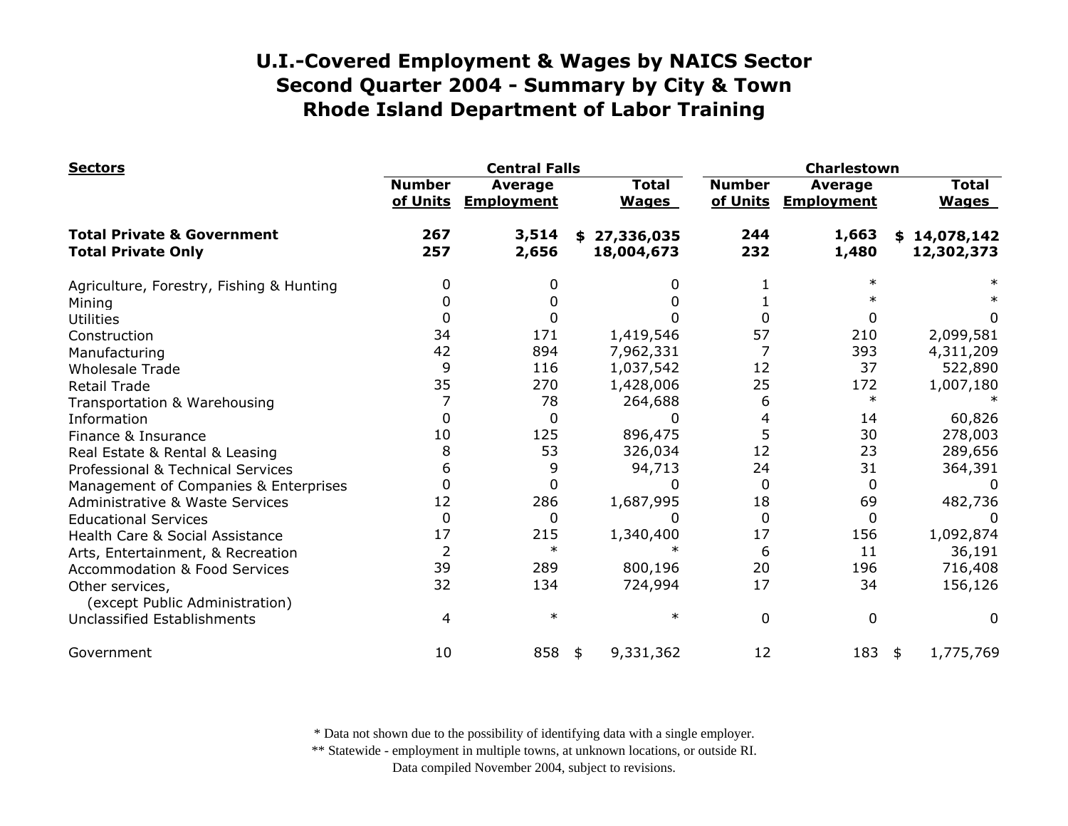# U.I.-Covered Employment & Wages by NAICS Sector
## Second Quarter 2004 - Summary by City & Town
## Rhode Island Department of Labor Training

| Sectors | Central Falls | | | Charlestown | | |
|---|---|---|---|---|---|---|
| | Number of Units | Average Employment | Total Wages | Number of Units | Average Employment | Total Wages |
| **Total Private & Government** | **267** | **3,514** | **$ 27,336,035** | **244** | **1,663** | **$ 14,078,142** |
| **Total Private Only** | **257** | **2,656** | **18,004,673** | **232** | **1,480** | **12,302,373** |
| Agriculture, Forestry, Fishing & Hunting | 0 | 0 | 0 | 1 | * | * |
| Mining | 0 | 0 | 0 | 1 | * | * |
| Utilities | 0 | 0 | 0 | 0 | 0 | 0 |
| Construction | 34 | 171 | 1,419,546 | 57 | 210 | 2,099,581 |
| Manufacturing | 42 | 894 | 7,962,331 | 7 | 393 | 4,311,209 |
| Wholesale Trade | 9 | 116 | 1,037,542 | 12 | 37 | 522,890 |
| Retail Trade | 35 | 270 | 1,428,006 | 25 | 172 | 1,007,180 |
| Transportation & Warehousing | 7 | 78 | 264,688 | 6 | * | * |
| Information | 0 | 0 | 0 | 4 | 14 | 60,826 |
| Finance & Insurance | 10 | 125 | 896,475 | 5 | 30 | 278,003 |
| Real Estate & Rental & Leasing | 8 | 53 | 326,034 | 12 | 23 | 289,656 |
| Professional & Technical Services | 6 | 9 | 94,713 | 24 | 31 | 364,391 |
| Management of Companies & Enterprises | 0 | 0 | 0 | 0 | 0 | 0 |
| Administrative & Waste Services | 12 | 286 | 1,687,995 | 18 | 69 | 482,736 |
| Educational Services | 0 | 0 | 0 | 0 | 0 | 0 |
| Health Care & Social Assistance | 17 | 215 | 1,340,400 | 17 | 156 | 1,092,874 |
| Arts, Entertainment, & Recreation | 2 | * | * | 6 | 11 | 36,191 |
| Accommodation & Food Services | 39 | 289 | 800,196 | 20 | 196 | 716,408 |
| Other services, (except Public Administration) | 32 | 134 | 724,994 | 17 | 34 | 156,126 |
| Unclassified Establishments | 4 | * | * | 0 | 0 | 0 |
| Government | 10 | 858 | $ 9,331,362 | 12 | 183 | $ 1,775,769 |

\* Data not shown due to the possibility of identifying data with a single employer.
\*\* Statewide - employment in multiple towns, at unknown locations, or outside RI.
Data compiled November 2004, subject to revisions.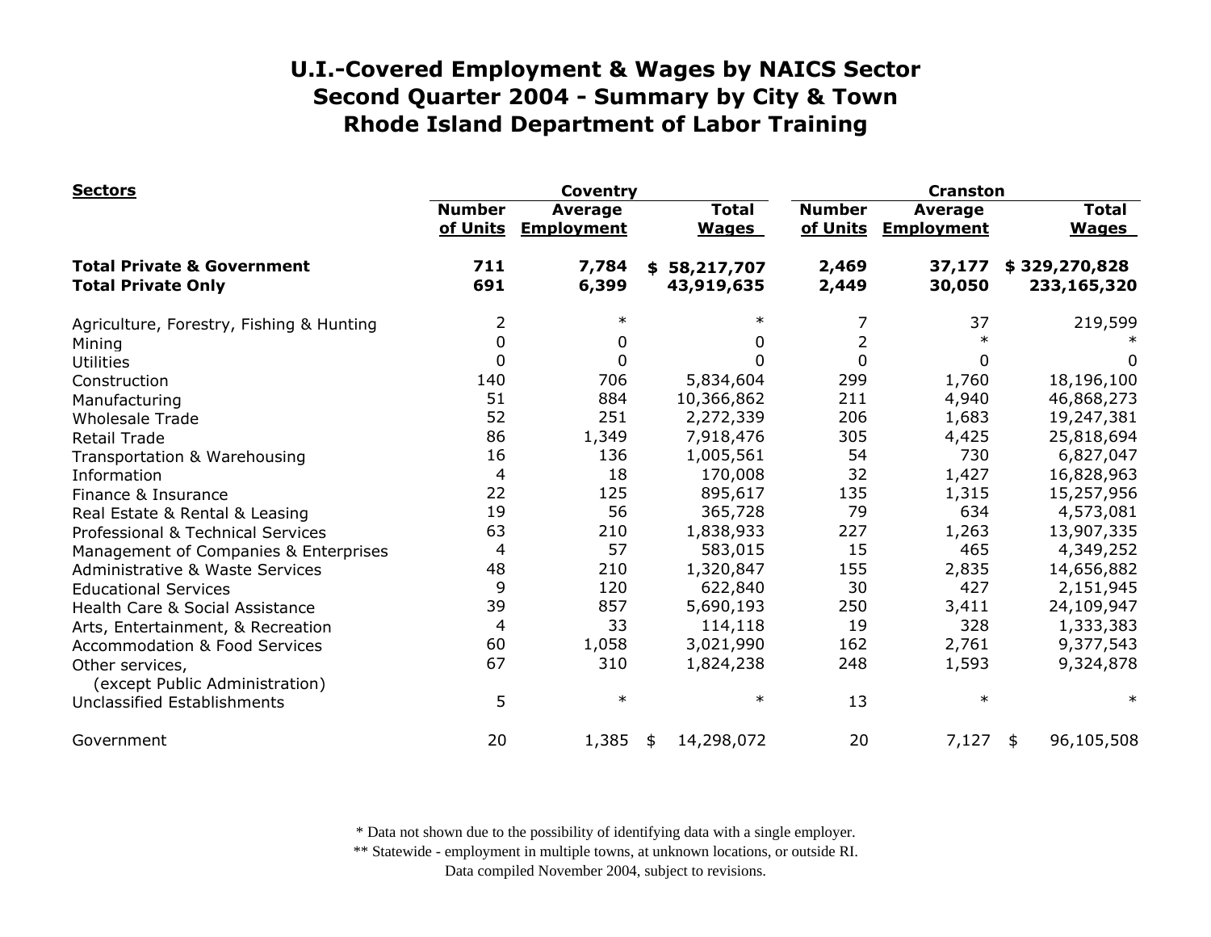# U.I.-Covered Employment & Wages by NAICS Sector
# Second Quarter 2004 - Summary by City & Town
# Rhode Island Department of Labor Training

| Sectors | Coventry | | | Cranston | | |
|---|---|---|---|---|---|---|
| | Number of Units | Average Employment | Total Wages | Number of Units | Average Employment | Total Wages |
| **Total Private & Government** | **711** | **7,784** | **$ 58,217,707** | **2,469** | **37,177** | **$ 329,270,828** |
| **Total Private Only** | **691** | **6,399** | **43,919,635** | **2,449** | **30,050** | **233,165,320** |
| Agriculture, Forestry, Fishing & Hunting | 2 | * | * | 7 | 37 | 219,599 |
| Mining | 0 | 0 | 0 | 2 | * | * |
| Utilities | 0 | 0 | 0 | 0 | 0 | 0 |
| Construction | 140 | 706 | 5,834,604 | 299 | 1,760 | 18,196,100 |
| Manufacturing | 51 | 884 | 10,366,862 | 211 | 4,940 | 46,868,273 |
| Wholesale Trade | 52 | 251 | 2,272,339 | 206 | 1,683 | 19,247,381 |
| Retail Trade | 86 | 1,349 | 7,918,476 | 305 | 4,425 | 25,818,694 |
| Transportation & Warehousing | 16 | 136 | 1,005,561 | 54 | 730 | 6,827,047 |
| Information | 4 | 18 | 170,008 | 32 | 1,427 | 16,828,963 |
| Finance & Insurance | 22 | 125 | 895,617 | 135 | 1,315 | 15,257,956 |
| Real Estate & Rental & Leasing | 19 | 56 | 365,728 | 79 | 634 | 4,573,081 |
| Professional & Technical Services | 63 | 210 | 1,838,933 | 227 | 1,263 | 13,907,335 |
| Management of Companies & Enterprises | 4 | 57 | 583,015 | 15 | 465 | 4,349,252 |
| Administrative & Waste Services | 48 | 210 | 1,320,847 | 155 | 2,835 | 14,656,882 |
| Educational Services | 9 | 120 | 622,840 | 30 | 427 | 2,151,945 |
| Health Care & Social Assistance | 39 | 857 | 5,690,193 | 250 | 3,411 | 24,109,947 |
| Arts, Entertainment, & Recreation | 4 | 33 | 114,118 | 19 | 328 | 1,333,383 |
| Accommodation & Food Services | 60 | 1,058 | 3,021,990 | 162 | 2,761 | 9,377,543 |
| Other services, (except Public Administration) | 67 | 310 | 1,824,238 | 248 | 1,593 | 9,324,878 |
| Unclassified Establishments | 5 | * | * | 13 | * | * |
| Government | 20 | 1,385 | $ 14,298,072 | 20 | 7,127 | $ 96,105,508 |

* Data not shown due to the possibility of identifying data with a single employer.
** Statewide - employment in multiple towns, at unknown locations, or outside RI.
Data compiled November 2004, subject to revisions.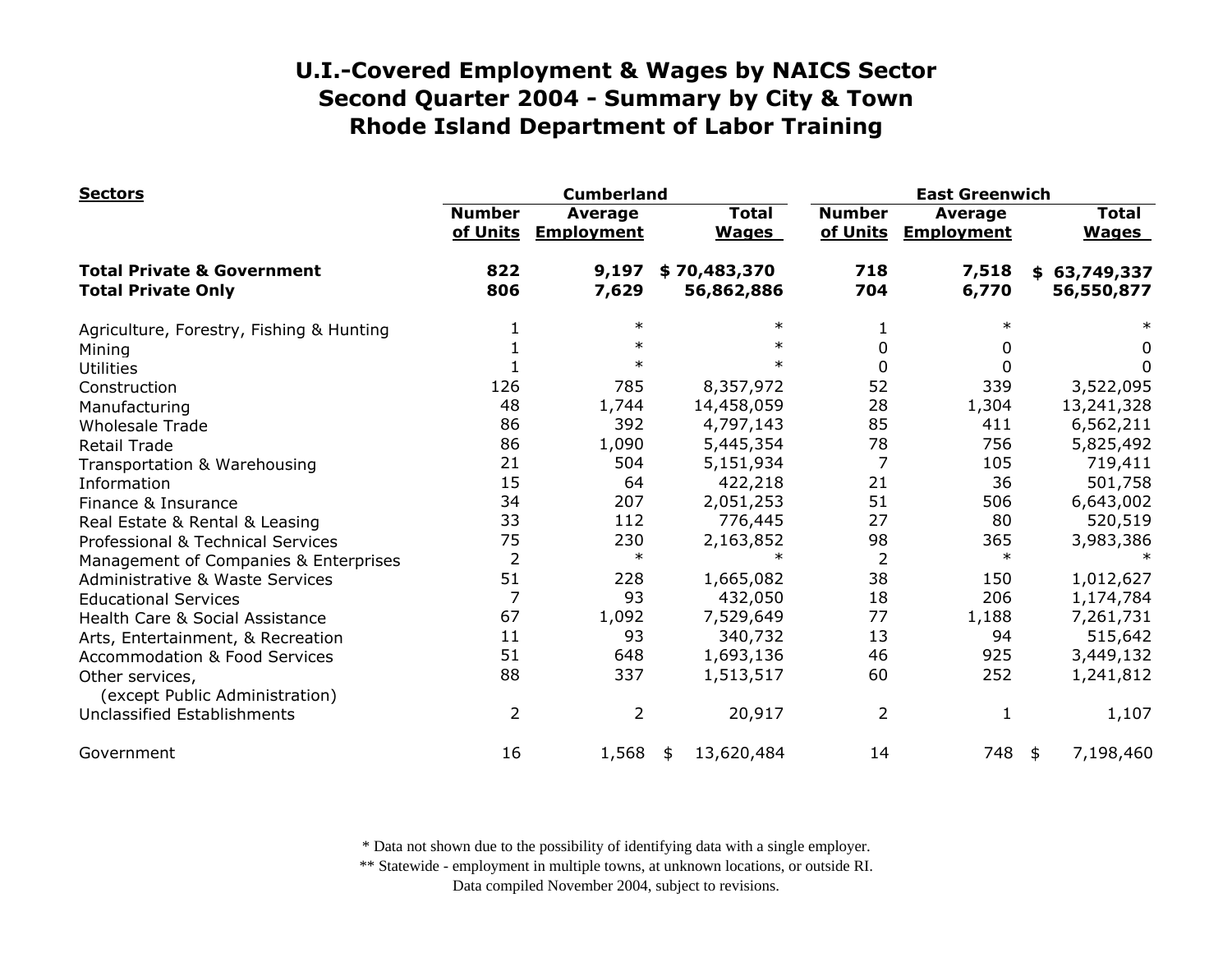# U.I.-Covered Employment & Wages by NAICS Sector
## Second Quarter 2004 - Summary by City & Town
## Rhode Island Department of Labor Training

| Sectors | Cumberland | | | East Greenwich | | |
|---|---|---|---|---|---|---|
| | Number of Units | Average Employment | Total Wages | Number of Units | Average Employment | Total Wages |
| **Total Private & Government** | **822** | **9,197** | **$ 70,483,370** | **718** | **7,518** | **$ 63,749,337** |
| **Total Private Only** | **806** | **7,629** | **56,862,886** | **704** | **6,770** | **56,550,877** |
| Agriculture, Forestry, Fishing & Hunting | 1 | * | * | 1 | * | * |
| Mining | 1 | * | * | 0 | 0 | 0 |
| Utilities | 1 | * | * | 0 | 0 | 0 |
| Construction | 126 | 785 | 8,357,972 | 52 | 339 | 3,522,095 |
| Manufacturing | 48 | 1,744 | 14,458,059 | 28 | 1,304 | 13,241,328 |
| Wholesale Trade | 86 | 392 | 4,797,143 | 85 | 411 | 6,562,211 |
| Retail Trade | 86 | 1,090 | 5,445,354 | 78 | 756 | 5,825,492 |
| Transportation & Warehousing | 21 | 504 | 5,151,934 | 7 | 105 | 719,411 |
| Information | 15 | 64 | 422,218 | 21 | 36 | 501,758 |
| Finance & Insurance | 34 | 207 | 2,051,253 | 51 | 506 | 6,643,002 |
| Real Estate & Rental & Leasing | 33 | 112 | 776,445 | 27 | 80 | 520,519 |
| Professional & Technical Services | 75 | 230 | 2,163,852 | 98 | 365 | 3,983,386 |
| Management of Companies & Enterprises | 2 | * | * | 2 | * | * |
| Administrative & Waste Services | 51 | 228 | 1,665,082 | 38 | 150 | 1,012,627 |
| Educational Services | 7 | 93 | 432,050 | 18 | 206 | 1,174,784 |
| Health Care & Social Assistance | 67 | 1,092 | 7,529,649 | 77 | 1,188 | 7,261,731 |
| Arts, Entertainment, & Recreation | 11 | 93 | 340,732 | 13 | 94 | 515,642 |
| Accommodation & Food Services | 51 | 648 | 1,693,136 | 46 | 925 | 3,449,132 |
| Other services, (except Public Administration) | 88 | 337 | 1,513,517 | 60 | 252 | 1,241,812 |
| Unclassified Establishments | 2 | 2 | 20,917 | 2 | 1 | 1,107 |
| Government | 16 | 1,568 | $ 13,620,484 | 14 | 748 | $ 7,198,460 |

* Data not shown due to the possibility of identifying data with a single employer.
** Statewide - employment in multiple towns, at unknown locations, or outside RI.
Data compiled November 2004, subject to revisions.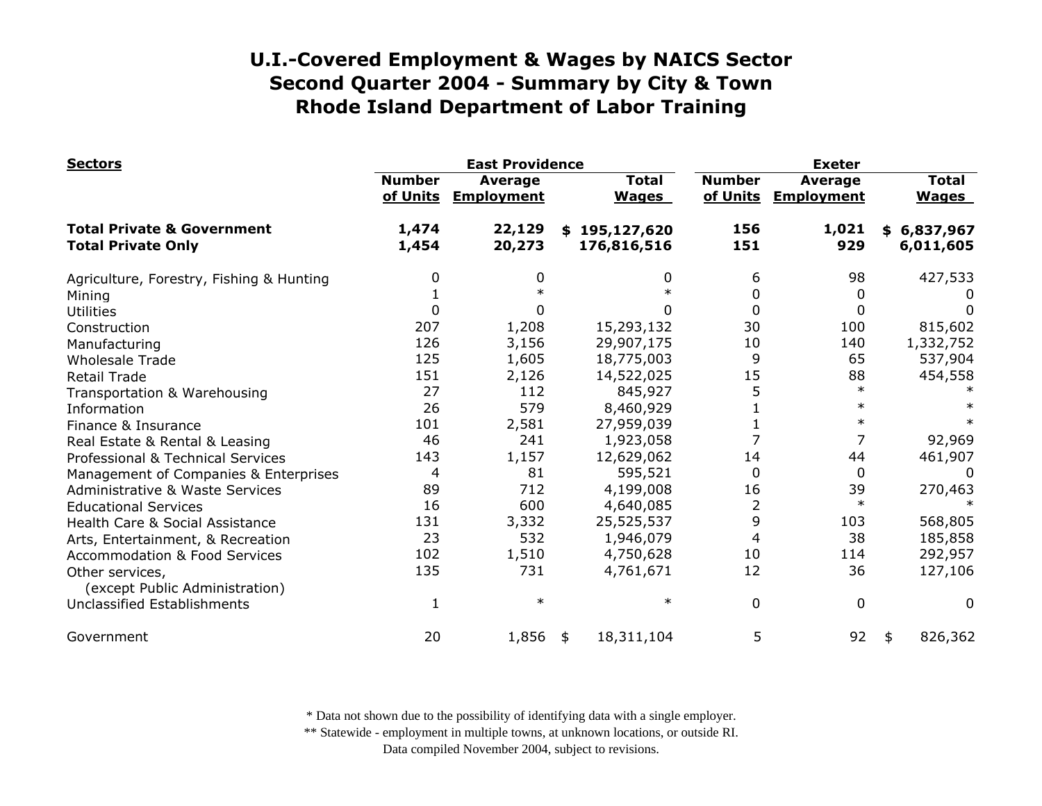# U.I.-Covered Employment & Wages by NAICS Sector
## Second Quarter 2004 - Summary by City & Town
## Rhode Island Department of Labor Training

| Sectors | East Providence | | | Exeter | | |
|---|---|---|---|---|---|---|
| | Number of Units | Average Employment | Total Wages | Number of Units | Average Employment | Total Wages |
| **Total Private & Government** | **1,474** | **22,129** | **$ 195,127,620** | **156** | **1,021** | **$ 6,837,967** |
| **Total Private Only** | **1,454** | **20,273** | **176,816,516** | **151** | **929** | **6,011,605** |
| Agriculture, Forestry, Fishing & Hunting | 0 | 0 | 0 | 6 | 98 | 427,533 |
| Mining | 1 | * | * | 0 | 0 | 0 |
| Utilities | 0 | 0 | 0 | 0 | 0 | 0 |
| Construction | 207 | 1,208 | 15,293,132 | 30 | 100 | 815,602 |
| Manufacturing | 126 | 3,156 | 29,907,175 | 10 | 140 | 1,332,752 |
| Wholesale Trade | 125 | 1,605 | 18,775,003 | 9 | 65 | 537,904 |
| Retail Trade | 151 | 2,126 | 14,522,025 | 15 | 88 | 454,558 |
| Transportation & Warehousing | 27 | 112 | 845,927 | 5 | * | * |
| Information | 26 | 579 | 8,460,929 | 1 | * | * |
| Finance & Insurance | 101 | 2,581 | 27,959,039 | 1 | * | * |
| Real Estate & Rental & Leasing | 46 | 241 | 1,923,058 | 7 | 7 | 92,969 |
| Professional & Technical Services | 143 | 1,157 | 12,629,062 | 14 | 44 | 461,907 |
| Management of Companies & Enterprises | 4 | 81 | 595,521 | 0 | 0 | 0 |
| Administrative & Waste Services | 89 | 712 | 4,199,008 | 16 | 39 | 270,463 |
| Educational Services | 16 | 600 | 4,640,085 | 2 | * | * |
| Health Care & Social Assistance | 131 | 3,332 | 25,525,537 | 9 | 103 | 568,805 |
| Arts, Entertainment, & Recreation | 23 | 532 | 1,946,079 | 4 | 38 | 185,858 |
| Accommodation & Food Services | 102 | 1,510 | 4,750,628 | 10 | 114 | 292,957 |
| Other services, (except Public Administration) | 135 | 731 | 4,761,671 | 12 | 36 | 127,106 |
| Unclassified Establishments | 1 | * | * | 0 | 0 | 0 |
| Government | 20 | 1,856 | $ 18,311,104 | 5 | 92 | $ 826,362 |

\* Data not shown due to the possibility of identifying data with a single employer.
\*\* Statewide - employment in multiple towns, at unknown locations, or outside RI.
Data compiled November 2004, subject to revisions.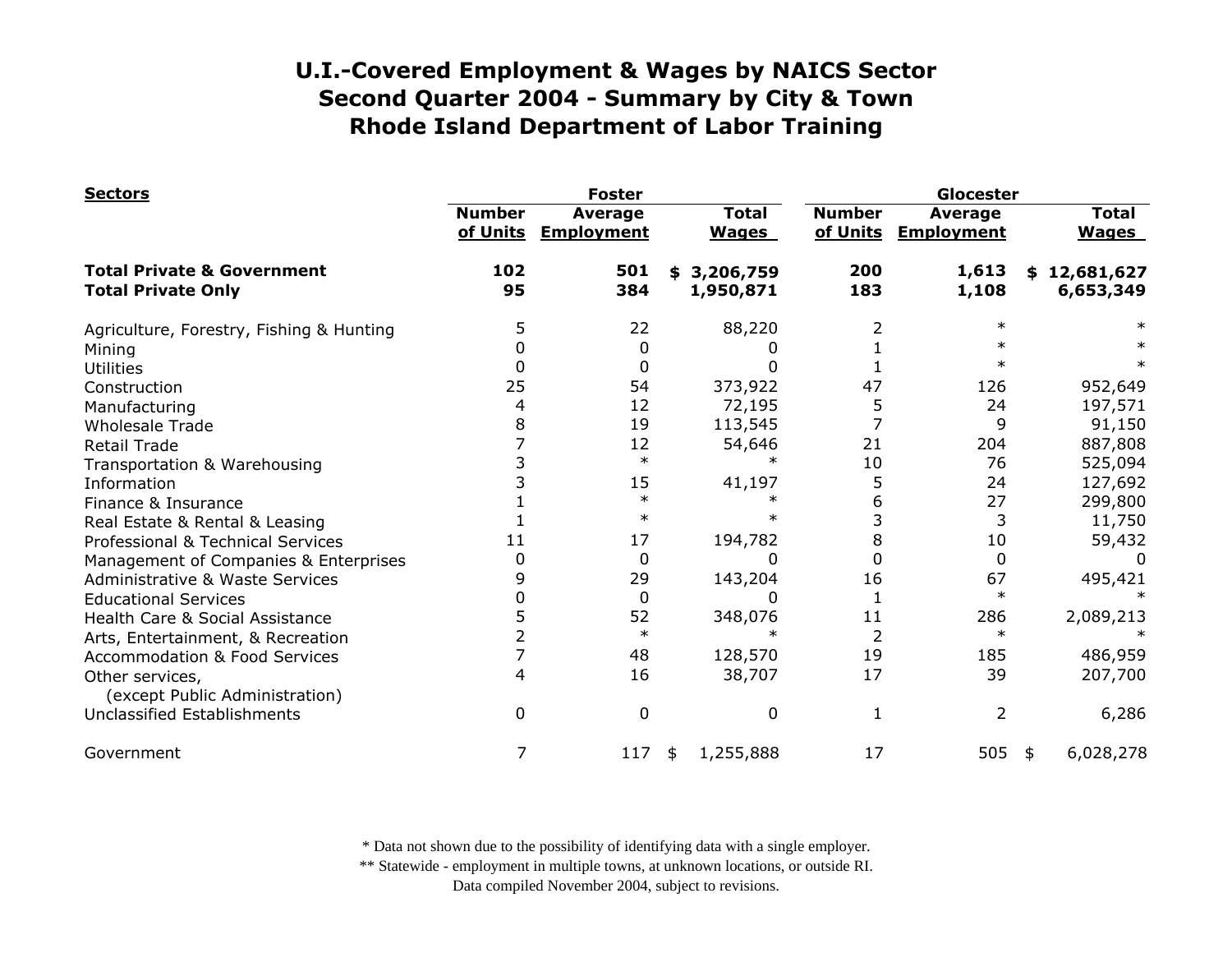# U.I.-Covered Employment & Wages by NAICS Sector
# Second Quarter 2004 - Summary by City & Town
# Rhode Island Department of Labor Training

| Sectors | Foster | | | Glocester | | |
|---|---|---|---|---|---|---|
| | Number of Units | Average Employment | Total Wages | Number of Units | Average Employment | Total Wages |
| **Total Private & Government** | **102** | **501** | **$ 3,206,759** | **200** | **1,613** | **$ 12,681,627** |
| **Total Private Only** | **95** | **384** | **1,950,871** | **183** | **1,108** | **6,653,349** |
| Agriculture, Forestry, Fishing & Hunting | 5 | 22 | 88,220 | 2 | * | * |
| Mining | 0 | 0 | 0 | 1 | * | * |
| Utilities | 0 | 0 | 0 | 1 | * | * |
| Construction | 25 | 54 | 373,922 | 47 | 126 | 952,649 |
| Manufacturing | 4 | 12 | 72,195 | 5 | 24 | 197,571 |
| Wholesale Trade | 8 | 19 | 113,545 | 7 | 9 | 91,150 |
| Retail Trade | 7 | 12 | 54,646 | 21 | 204 | 887,808 |
| Transportation & Warehousing | 3 | * | * | 10 | 76 | 525,094 |
| Information | 3 | 15 | 41,197 | 5 | 24 | 127,692 |
| Finance & Insurance | 1 | * | * | 6 | 27 | 299,800 |
| Real Estate & Rental & Leasing | 1 | * | * | 3 | 3 | 11,750 |
| Professional & Technical Services | 11 | 17 | 194,782 | 8 | 10 | 59,432 |
| Management of Companies & Enterprises | 0 | 0 | 0 | 0 | 0 | 0 |
| Administrative & Waste Services | 9 | 29 | 143,204 | 16 | 67 | 495,421 |
| Educational Services | 0 | 0 | 0 | 1 | * | * |
| Health Care & Social Assistance | 5 | 52 | 348,076 | 11 | 286 | 2,089,213 |
| Arts, Entertainment, & Recreation | 2 | * | * | 2 | * | * |
| Accommodation & Food Services | 7 | 48 | 128,570 | 19 | 185 | 486,959 |
| Other services, (except Public Administration) | 4 | 16 | 38,707 | 17 | 39 | 207,700 |
| Unclassified Establishments | 0 | 0 | 0 | 1 | 2 | 6,286 |
| Government | 7 | 117 | $ 1,255,888 | 17 | 505 | $ 6,028,278 |

* Data not shown due to the possibility of identifying data with a single employer.
** Statewide - employment in multiple towns, at unknown locations, or outside RI.
Data compiled November 2004, subject to revisions.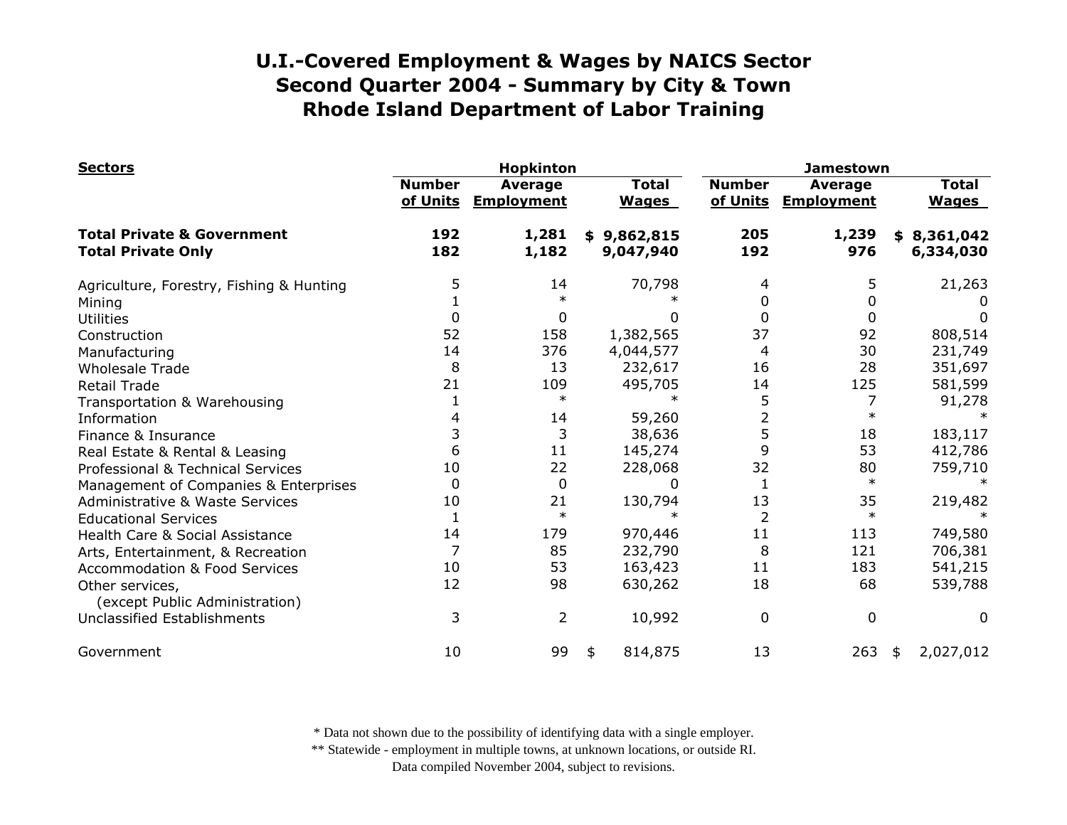# U.I.-Covered Employment & Wages by NAICS Sector
## Second Quarter 2004 - Summary by City & Town
## Rhode Island Department of Labor Training

| Sectors | Hopkinton | | | Jamestown | | |
|---|---|---|---|---|---|---|
| | Number of Units | Average Employment | Total Wages | Number of Units | Average Employment | Total Wages |
| **Total Private & Government** | **192** | **1,281** | **$ 9,862,815** | **205** | **1,239** | **$ 8,361,042** |
| **Total Private Only** | **182** | **1,182** | **9,047,940** | **192** | **976** | **6,334,030** |
| Agriculture, Forestry, Fishing & Hunting | 5 | 14 | 70,798 | 4 | 5 | 21,263 |
| Mining | 1 | * | * | 0 | 0 | 0 |
| Utilities | 0 | 0 | 0 | 0 | 0 | 0 |
| Construction | 52 | 158 | 1,382,565 | 37 | 92 | 808,514 |
| Manufacturing | 14 | 376 | 4,044,577 | 4 | 30 | 231,749 |
| Wholesale Trade | 8 | 13 | 232,617 | 16 | 28 | 351,697 |
| Retail Trade | 21 | 109 | 495,705 | 14 | 125 | 581,599 |
| Transportation & Warehousing | 1 | * | * | 5 | 7 | 91,278 |
| Information | 4 | 14 | 59,260 | 2 | * | * |
| Finance & Insurance | 3 | 3 | 38,636 | 5 | 18 | 183,117 |
| Real Estate & Rental & Leasing | 6 | 11 | 145,274 | 9 | 53 | 412,786 |
| Professional & Technical Services | 10 | 22 | 228,068 | 32 | 80 | 759,710 |
| Management of Companies & Enterprises | 0 | 0 | 0 | 1 | * | * |
| Administrative & Waste Services | 10 | 21 | 130,794 | 13 | 35 | 219,482 |
| Educational Services | 1 | * | * | 2 | * | * |
| Health Care & Social Assistance | 14 | 179 | 970,446 | 11 | 113 | 749,580 |
| Arts, Entertainment, & Recreation | 7 | 85 | 232,790 | 8 | 121 | 706,381 |
| Accommodation & Food Services | 10 | 53 | 163,423 | 11 | 183 | 541,215 |
| Other services, (except Public Administration) | 12 | 98 | 630,262 | 18 | 68 | 539,788 |
| Unclassified Establishments | 3 | 2 | 10,992 | 0 | 0 | 0 |
| Government | 10 | 99 | $ 814,875 | 13 | 263 | $ 2,027,012 |

\* Data not shown due to the possibility of identifying data with a single employer.
\*\* Statewide - employment in multiple towns, at unknown locations, or outside RI.
Data compiled November 2004, subject to revisions.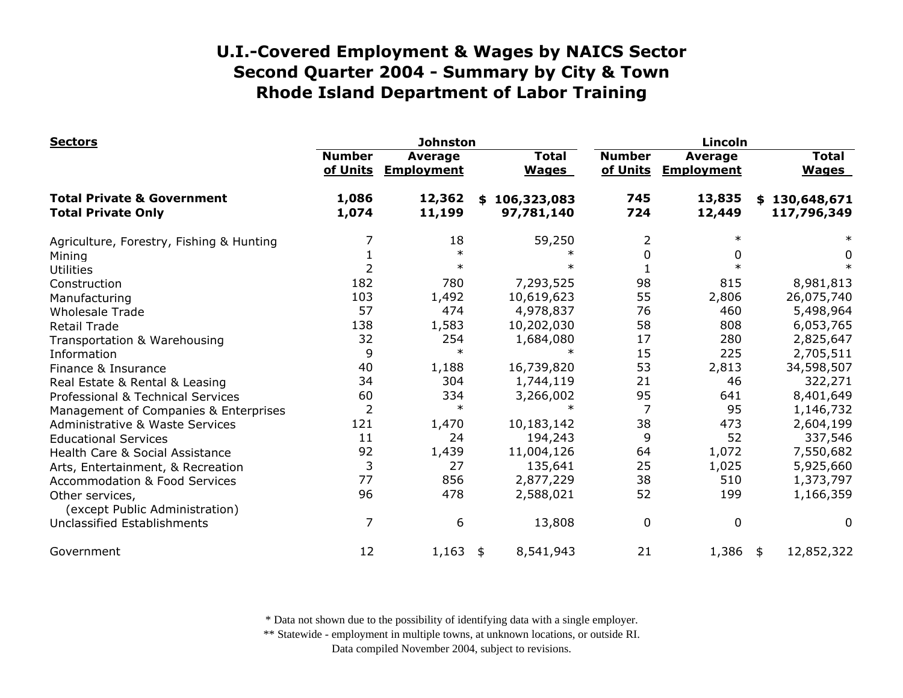# U.I.-Covered Employment & Wages by NAICS Sector
## Second Quarter 2004 - Summary by City & Town
## Rhode Island Department of Labor Training

| Sectors | Johnston | | | Lincoln | | |
|---|---|---|---|---|---|---|
| | Number of Units | Average Employment | Total Wages | Number of Units | Average Employment | Total Wages |
| **Total Private & Government** | **1,086** | **12,362** | **$ 106,323,083** | **745** | **13,835** | **$ 130,648,671** |
| **Total Private Only** | **1,074** | **11,199** | **97,781,140** | **724** | **12,449** | **117,796,349** |
| Agriculture, Forestry, Fishing & Hunting | 7 | 18 | 59,250 | 2 | * | * |
| Mining | 1 | * | * | 0 | 0 | 0 |
| Utilities | 2 | * | * | 1 | * | * |
| Construction | 182 | 780 | 7,293,525 | 98 | 815 | 8,981,813 |
| Manufacturing | 103 | 1,492 | 10,619,623 | 55 | 2,806 | 26,075,740 |
| Wholesale Trade | 57 | 474 | 4,978,837 | 76 | 460 | 5,498,964 |
| Retail Trade | 138 | 1,583 | 10,202,030 | 58 | 808 | 6,053,765 |
| Transportation & Warehousing | 32 | 254 | 1,684,080 | 17 | 280 | 2,825,647 |
| Information | 9 | * | * | 15 | 225 | 2,705,511 |
| Finance & Insurance | 40 | 1,188 | 16,739,820 | 53 | 2,813 | 34,598,507 |
| Real Estate & Rental & Leasing | 34 | 304 | 1,744,119 | 21 | 46 | 322,271 |
| Professional & Technical Services | 60 | 334 | 3,266,002 | 95 | 641 | 8,401,649 |
| Management of Companies & Enterprises | 2 | * | * | 7 | 95 | 1,146,732 |
| Administrative & Waste Services | 121 | 1,470 | 10,183,142 | 38 | 473 | 2,604,199 |
| Educational Services | 11 | 24 | 194,243 | 9 | 52 | 337,546 |
| Health Care & Social Assistance | 92 | 1,439 | 11,004,126 | 64 | 1,072 | 7,550,682 |
| Arts, Entertainment, & Recreation | 3 | 27 | 135,641 | 25 | 1,025 | 5,925,660 |
| Accommodation & Food Services | 77 | 856 | 2,877,229 | 38 | 510 | 1,373,797 |
| Other services, (except Public Administration) | 96 | 478 | 2,588,021 | 52 | 199 | 1,166,359 |
| Unclassified Establishments | 7 | 6 | 13,808 | 0 | 0 | 0 |
| Government | 12 | 1,163 | $ 8,541,943 | 21 | 1,386 | $ 12,852,322 |

\* Data not shown due to the possibility of identifying data with a single employer.
\*\* Statewide - employment in multiple towns, at unknown locations, or outside RI.
Data compiled November 2004, subject to revisions.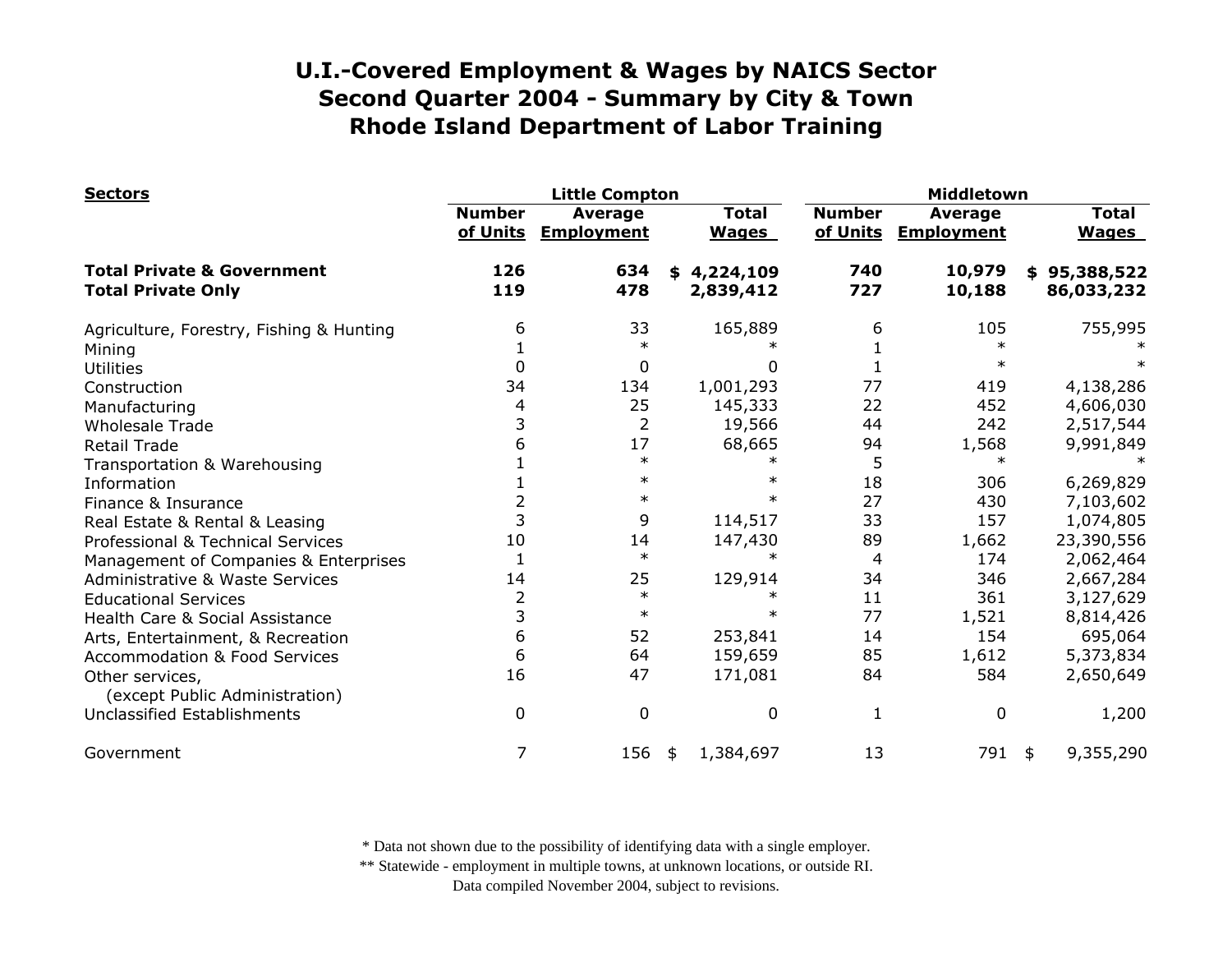# U.I.-Covered Employment & Wages by NAICS Sector
# Second Quarter 2004 - Summary by City & Town
# Rhode Island Department of Labor Training

| Sectors | Little Compton | | | Middletown | | |
|---|---|---|---|---|---|---|
| | Number of Units | Average Employment | Total Wages | Number of Units | Average Employment | Total Wages |
| **Total Private & Government** | **126** | **634** | **$ 4,224,109** | **740** | **10,979** | **$ 95,388,522** |
| **Total Private Only** | **119** | **478** | **2,839,412** | **727** | **10,188** | **86,033,232** |
| Agriculture, Forestry, Fishing & Hunting | 6 | 33 | 165,889 | 6 | 105 | 755,995 |
| Mining | 1 | * | * | 1 | * | * |
| Utilities | 0 | 0 | 0 | 1 | * | * |
| Construction | 34 | 134 | 1,001,293 | 77 | 419 | 4,138,286 |
| Manufacturing | 4 | 25 | 145,333 | 22 | 452 | 4,606,030 |
| Wholesale Trade | 3 | 2 | 19,566 | 44 | 242 | 2,517,544 |
| Retail Trade | 6 | 17 | 68,665 | 94 | 1,568 | 9,991,849 |
| Transportation & Warehousing | 1 | * | * | 5 | * | * |
| Information | 1 | * | * | 18 | 306 | 6,269,829 |
| Finance & Insurance | 2 | * | * | 27 | 430 | 7,103,602 |
| Real Estate & Rental & Leasing | 3 | 9 | 114,517 | 33 | 157 | 1,074,805 |
| Professional & Technical Services | 10 | 14 | 147,430 | 89 | 1,662 | 23,390,556 |
| Management of Companies & Enterprises | 1 | * | * | 4 | 174 | 2,062,464 |
| Administrative & Waste Services | 14 | 25 | 129,914 | 34 | 346 | 2,667,284 |
| Educational Services | 2 | * | * | 11 | 361 | 3,127,629 |
| Health Care & Social Assistance | 3 | * | * | 77 | 1,521 | 8,814,426 |
| Arts, Entertainment, & Recreation | 6 | 52 | 253,841 | 14 | 154 | 695,064 |
| Accommodation & Food Services | 6 | 64 | 159,659 | 85 | 1,612 | 5,373,834 |
| Other services, (except Public Administration) | 16 | 47 | 171,081 | 84 | 584 | 2,650,649 |
| Unclassified Establishments | 0 | 0 | 0 | 1 | 0 | 1,200 |
| Government | 7 | 156 | $ 1,384,697 | 13 | 791 | $ 9,355,290 |

\* Data not shown due to the possibility of identifying data with a single employer.

** Statewide - employment in multiple towns, at unknown locations, or outside RI.

Data compiled November 2004, subject to revisions.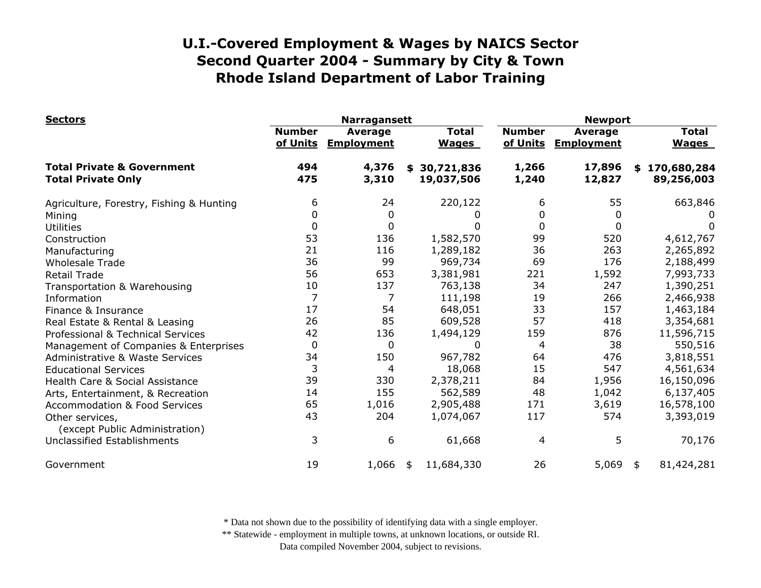# U.I.-Covered Employment & Wages by NAICS Sector
## Second Quarter 2004 - Summary by City & Town
## Rhode Island Department of Labor Training

| Sectors | Narragansett | | | Newport | | |
|---|---|---|---|---|---|---|
| | Number of Units | Average Employment | Total Wages | Number of Units | Average Employment | Total Wages |
| **Total Private & Government** | **494** | **4,376** | **$ 30,721,836** | **1,266** | **17,896** | **$ 170,680,284** |
| **Total Private Only** | **475** | **3,310** | **19,037,506** | **1,240** | **12,827** | **89,256,003** |
| Agriculture, Forestry, Fishing & Hunting | 6 | 24 | 220,122 | 6 | 55 | 663,846 |
| Mining | 0 | 0 | 0 | 0 | 0 | 0 |
| Utilities | 0 | 0 | 0 | 0 | 0 | 0 |
| Construction | 53 | 136 | 1,582,570 | 99 | 520 | 4,612,767 |
| Manufacturing | 21 | 116 | 1,289,182 | 36 | 263 | 2,265,892 |
| Wholesale Trade | 36 | 99 | 969,734 | 69 | 176 | 2,188,499 |
| Retail Trade | 56 | 653 | 3,381,981 | 221 | 1,592 | 7,993,733 |
| Transportation & Warehousing | 10 | 137 | 763,138 | 34 | 247 | 1,390,251 |
| Information | 7 | 7 | 111,198 | 19 | 266 | 2,466,938 |
| Finance & Insurance | 17 | 54 | 648,051 | 33 | 157 | 1,463,184 |
| Real Estate & Rental & Leasing | 26 | 85 | 609,528 | 57 | 418 | 3,354,681 |
| Professional & Technical Services | 42 | 136 | 1,494,129 | 159 | 876 | 11,596,715 |
| Management of Companies & Enterprises | 0 | 0 | 0 | 4 | 38 | 550,516 |
| Administrative & Waste Services | 34 | 150 | 967,782 | 64 | 476 | 3,818,551 |
| Educational Services | 3 | 4 | 18,068 | 15 | 547 | 4,561,634 |
| Health Care & Social Assistance | 39 | 330 | 2,378,211 | 84 | 1,956 | 16,150,096 |
| Arts, Entertainment, & Recreation | 14 | 155 | 562,589 | 48 | 1,042 | 6,137,405 |
| Accommodation & Food Services | 65 | 1,016 | 2,905,488 | 171 | 3,619 | 16,578,100 |
| Other services, (except Public Administration) | 43 | 204 | 1,074,067 | 117 | 574 | 3,393,019 |
| Unclassified Establishments | 3 | 6 | 61,668 | 4 | 5 | 70,176 |
| Government | 19 | 1,066 | $ 11,684,330 | 26 | 5,069 | $ 81,424,281 |

\* Data not shown due to the possibility of identifying data with a single employer.

\*\* Statewide - employment in multiple towns, at unknown locations, or outside RI.

Data compiled November 2004, subject to revisions.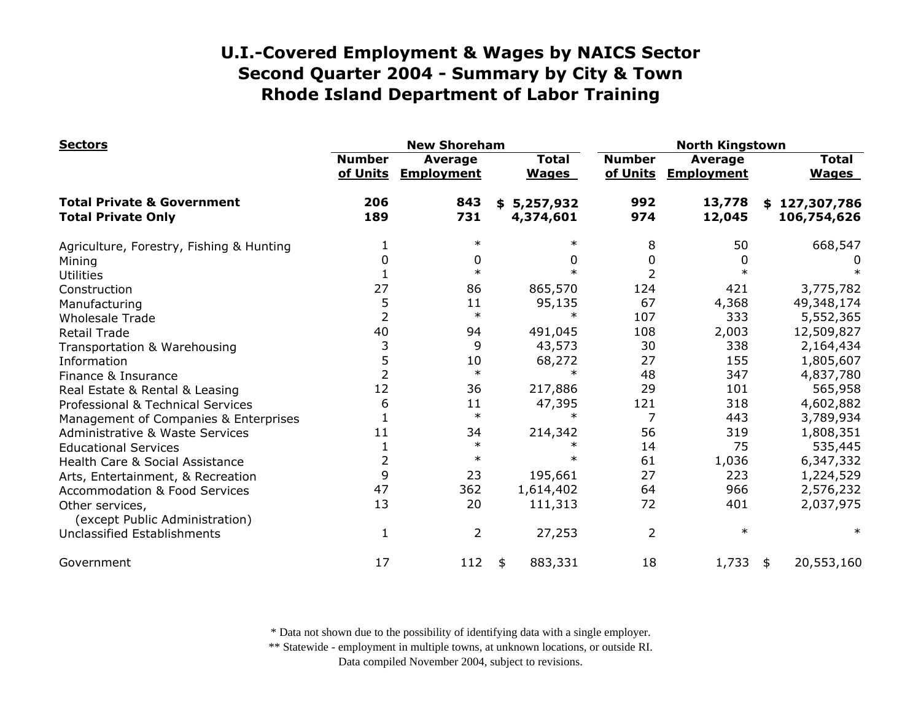# U.I.-Covered Employment & Wages by NAICS Sector
# Second Quarter 2004 - Summary by City & Town
# Rhode Island Department of Labor Training

| Sectors | New Shoreham | | | North Kingstown | | |
|---|---|---|---|---|---|---|
| | Number of Units | Average Employment | Total Wages | Number of Units | Average Employment | Total Wages |
| **Total Private & Government** | **206** | **843** | **$ 5,257,932** | **992** | **13,778** | **$ 127,307,786** |
| **Total Private Only** | **189** | **731** | **4,374,601** | **974** | **12,045** | **106,754,626** |
| Agriculture, Forestry, Fishing & Hunting | 1 | * | * | 8 | 50 | 668,547 |
| Mining | 0 | 0 | 0 | 0 | 0 | 0 |
| Utilities | 1 | * | * | 2 | * | * |
| Construction | 27 | 86 | 865,570 | 124 | 421 | 3,775,782 |
| Manufacturing | 5 | 11 | 95,135 | 67 | 4,368 | 49,348,174 |
| Wholesale Trade | 2 | * | * | 107 | 333 | 5,552,365 |
| Retail Trade | 40 | 94 | 491,045 | 108 | 2,003 | 12,509,827 |
| Transportation & Warehousing | 3 | 9 | 43,573 | 30 | 338 | 2,164,434 |
| Information | 5 | 10 | 68,272 | 27 | 155 | 1,805,607 |
| Finance & Insurance | 2 | * | * | 48 | 347 | 4,837,780 |
| Real Estate & Rental & Leasing | 12 | 36 | 217,886 | 29 | 101 | 565,958 |
| Professional & Technical Services | 6 | 11 | 47,395 | 121 | 318 | 4,602,882 |
| Management of Companies & Enterprises | 1 | * | * | 7 | 443 | 3,789,934 |
| Administrative & Waste Services | 11 | 34 | 214,342 | 56 | 319 | 1,808,351 |
| Educational Services | 1 | * | * | 14 | 75 | 535,445 |
| Health Care & Social Assistance | 2 | * | * | 61 | 1,036 | 6,347,332 |
| Arts, Entertainment, & Recreation | 9 | 23 | 195,661 | 27 | 223 | 1,224,529 |
| Accommodation & Food Services | 47 | 362 | 1,614,402 | 64 | 966 | 2,576,232 |
| Other services, (except Public Administration) | 13 | 20 | 111,313 | 72 | 401 | 2,037,975 |
| Unclassified Establishments | 1 | 2 | 27,253 | 2 | * | * |
| Government | 17 | 112 | $ 883,331 | 18 | 1,733 | $ 20,553,160 |

\* Data not shown due to the possibility of identifying data with a single employer.
\*\* Statewide - employment in multiple towns, at unknown locations, or outside RI.
Data compiled November 2004, subject to revisions.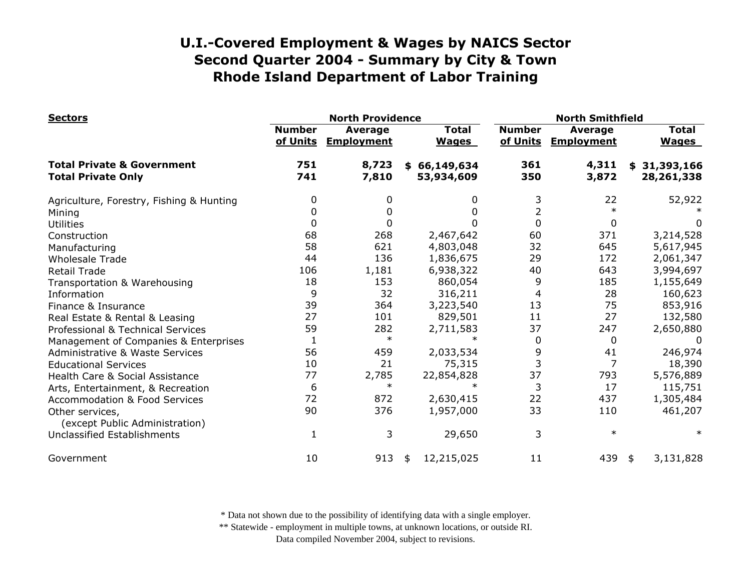# U.I.-Covered Employment & Wages by NAICS Sector
# Second Quarter 2004 - Summary by City & Town
# Rhode Island Department of Labor Training

| Sectors | North Providence | | | North Smithfield | | |
|---|---|---|---|---|---|---|
| | Number of Units | Average Employment | Total Wages | Number of Units | Average Employment | Total Wages |
| **Total Private & Government** | **751** | **8,723** | **$ 66,149,634** | **361** | **4,311** | **$ 31,393,166** |
| **Total Private Only** | **741** | **7,810** | **53,934,609** | **350** | **3,872** | **28,261,338** |
| Agriculture, Forestry, Fishing & Hunting | 0 | 0 | 0 | 3 | 22 | 52,922 |
| Mining | 0 | 0 | 0 | 2 | * | * |
| Utilities | 0 | 0 | 0 | 0 | 0 | 0 |
| Construction | 68 | 268 | 2,467,642 | 60 | 371 | 3,214,528 |
| Manufacturing | 58 | 621 | 4,803,048 | 32 | 645 | 5,617,945 |
| Wholesale Trade | 44 | 136 | 1,836,675 | 29 | 172 | 2,061,347 |
| Retail Trade | 106 | 1,181 | 6,938,322 | 40 | 643 | 3,994,697 |
| Transportation & Warehousing | 18 | 153 | 860,054 | 9 | 185 | 1,155,649 |
| Information | 9 | 32 | 316,211 | 4 | 28 | 160,623 |
| Finance & Insurance | 39 | 364 | 3,223,540 | 13 | 75 | 853,916 |
| Real Estate & Rental & Leasing | 27 | 101 | 829,501 | 11 | 27 | 132,580 |
| Professional & Technical Services | 59 | 282 | 2,711,583 | 37 | 247 | 2,650,880 |
| Management of Companies & Enterprises | 1 | * | * | 0 | 0 | 0 |
| Administrative & Waste Services | 56 | 459 | 2,033,534 | 9 | 41 | 246,974 |
| Educational Services | 10 | 21 | 75,315 | 3 | 7 | 18,390 |
| Health Care & Social Assistance | 77 | 2,785 | 22,854,828 | 37 | 793 | 5,576,889 |
| Arts, Entertainment, & Recreation | 6 | * | * | 3 | 17 | 115,751 |
| Accommodation & Food Services | 72 | 872 | 2,630,415 | 22 | 437 | 1,305,484 |
| Other services, (except Public Administration) | 90 | 376 | 1,957,000 | 33 | 110 | 461,207 |
| Unclassified Establishments | 1 | 3 | 29,650 | 3 | * | * |
| Government | 10 | 913 | $ 12,215,025 | 11 | 439 | $ 3,131,828 |

\* Data not shown due to the possibility of identifying data with a single employer.
\** Statewide - employment in multiple towns, at unknown locations, or outside RI.
Data compiled November 2004, subject to revisions.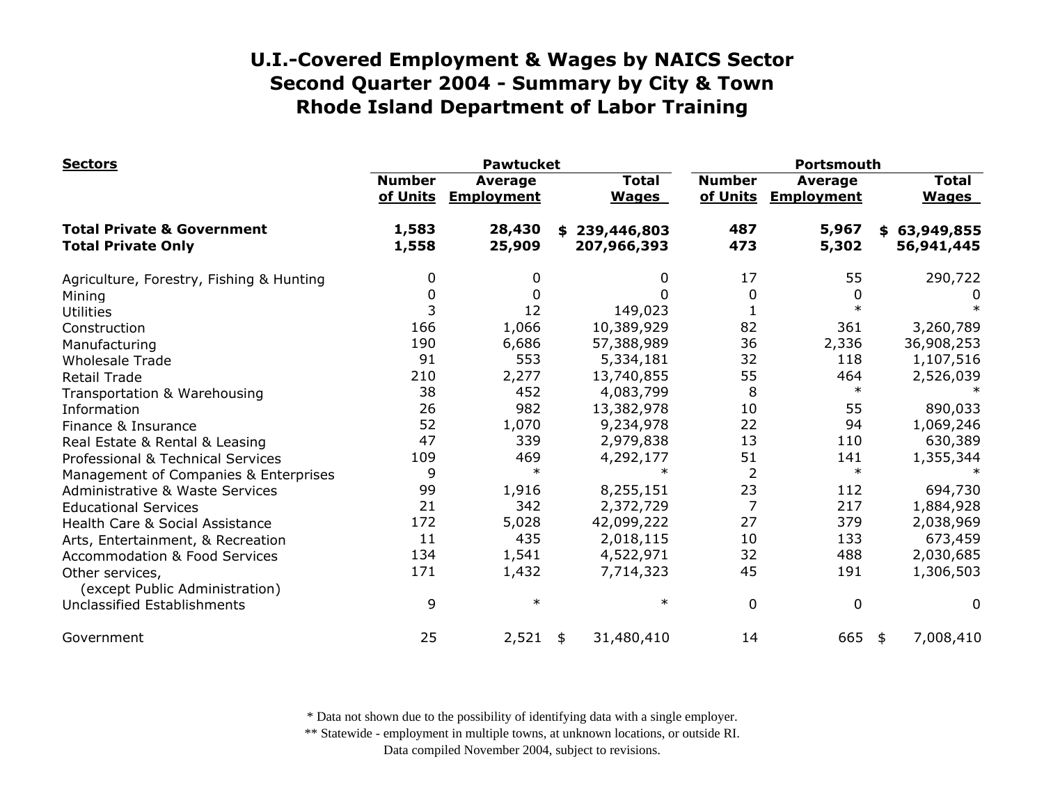# U.I.-Covered Employment & Wages by NAICS Sector
## Second Quarter 2004 - Summary by City & Town
## Rhode Island Department of Labor Training

| Sectors | Pawtucket | | | Portsmouth | | |
|---|---|---|---|---|---|---|
| | Number of Units | Average Employment | Total Wages | Number of Units | Average Employment | Total Wages |
| **Total Private & Government** | **1,583** | **28,430** | **$ 239,446,803** | **487** | **5,967** | **$ 63,949,855** |
| **Total Private Only** | **1,558** | **25,909** | **207,966,393** | **473** | **5,302** | **56,941,445** |
| Agriculture, Forestry, Fishing & Hunting | 0 | 0 | 0 | 17 | 55 | 290,722 |
| Mining | 0 | 0 | 0 | 0 | 0 | 0 |
| Utilities | 3 | 12 | 149,023 | 1 | * | * |
| Construction | 166 | 1,066 | 10,389,929 | 82 | 361 | 3,260,789 |
| Manufacturing | 190 | 6,686 | 57,388,989 | 36 | 2,336 | 36,908,253 |
| Wholesale Trade | 91 | 553 | 5,334,181 | 32 | 118 | 1,107,516 |
| Retail Trade | 210 | 2,277 | 13,740,855 | 55 | 464 | 2,526,039 |
| Transportation & Warehousing | 38 | 452 | 4,083,799 | 8 | * | * |
| Information | 26 | 982 | 13,382,978 | 10 | 55 | 890,033 |
| Finance & Insurance | 52 | 1,070 | 9,234,978 | 22 | 94 | 1,069,246 |
| Real Estate & Rental & Leasing | 47 | 339 | 2,979,838 | 13 | 110 | 630,389 |
| Professional & Technical Services | 109 | 469 | 4,292,177 | 51 | 141 | 1,355,344 |
| Management of Companies & Enterprises | 9 | * | * | 2 | * | * |
| Administrative & Waste Services | 99 | 1,916 | 8,255,151 | 23 | 112 | 694,730 |
| Educational Services | 21 | 342 | 2,372,729 | 7 | 217 | 1,884,928 |
| Health Care & Social Assistance | 172 | 5,028 | 42,099,222 | 27 | 379 | 2,038,969 |
| Arts, Entertainment, & Recreation | 11 | 435 | 2,018,115 | 10 | 133 | 673,459 |
| Accommodation & Food Services | 134 | 1,541 | 4,522,971 | 32 | 488 | 2,030,685 |
| Other services, (except Public Administration) | 171 | 1,432 | 7,714,323 | 45 | 191 | 1,306,503 |
| Unclassified Establishments | 9 | * | * | 0 | 0 | 0 |
| Government | 25 | 2,521 | $ 31,480,410 | 14 | 665 | $ 7,008,410 |

\* Data not shown due to the possibility of identifying data with a single employer.
\*\* Statewide - employment in multiple towns, at unknown locations, or outside RI.
Data compiled November 2004, subject to revisions.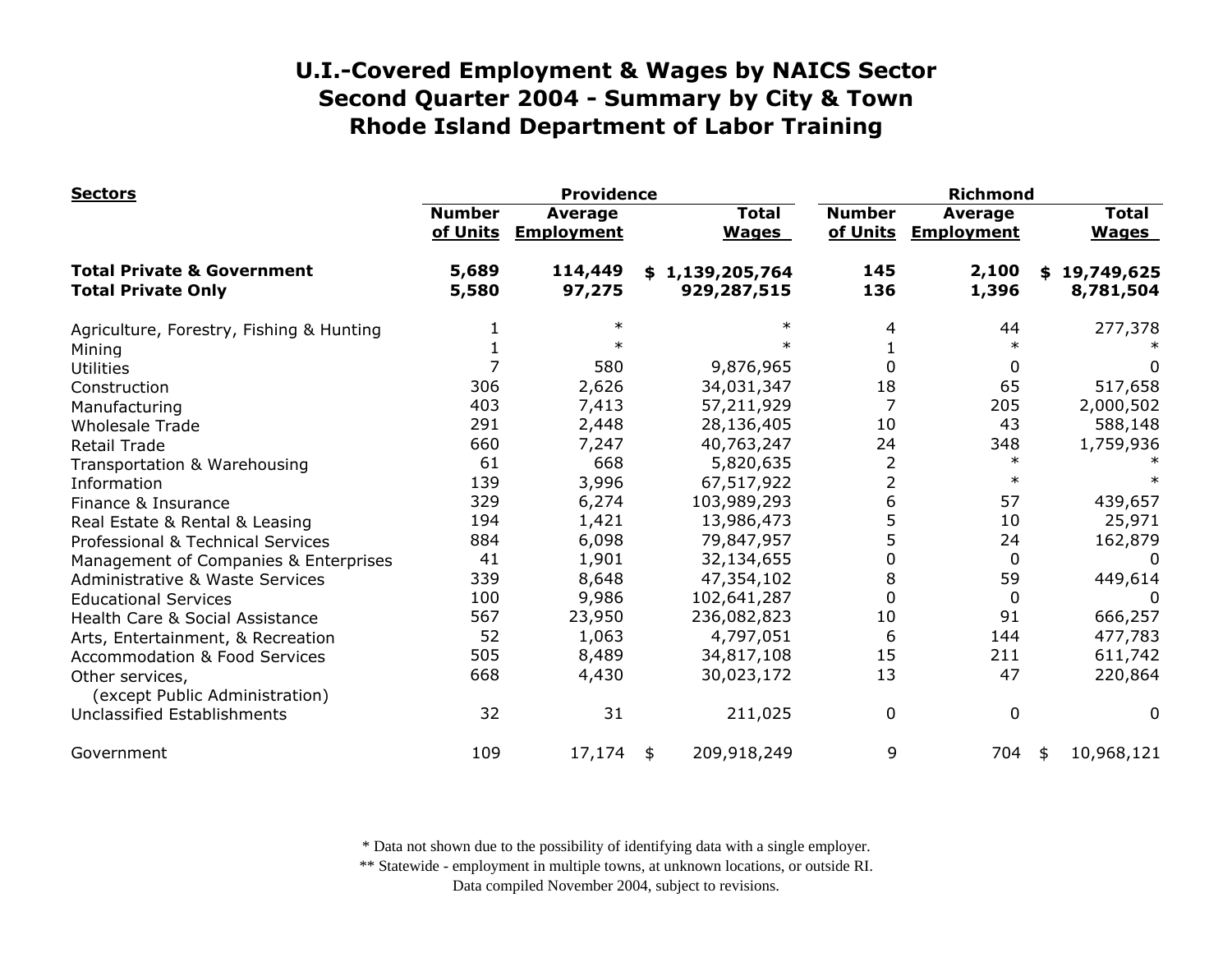# U.I.-Covered Employment & Wages by NAICS Sector
# Second Quarter 2004 - Summary by City & Town
# Rhode Island Department of Labor Training

| Sectors | Providence | | | Richmond | | |
|---|---|---|---|---|---|---|
| | Number of Units | Average Employment | Total Wages | Number of Units | Average Employment | Total Wages |
| **Total Private & Government** | **5,689** | **114,449** | **$ 1,139,205,764** | **145** | **2,100** | **$ 19,749,625** |
| **Total Private Only** | **5,580** | **97,275** | **929,287,515** | **136** | **1,396** | **8,781,504** |
| Agriculture, Forestry, Fishing & Hunting | 1 | * | * | 4 | 44 | 277,378 |
| Mining | 1 | * | * | 1 | * | * |
| Utilities | 7 | 580 | 9,876,965 | 0 | 0 | 0 |
| Construction | 306 | 2,626 | 34,031,347 | 18 | 65 | 517,658 |
| Manufacturing | 403 | 7,413 | 57,211,929 | 7 | 205 | 2,000,502 |
| Wholesale Trade | 291 | 2,448 | 28,136,405 | 10 | 43 | 588,148 |
| Retail Trade | 660 | 7,247 | 40,763,247 | 24 | 348 | 1,759,936 |
| Transportation & Warehousing | 61 | 668 | 5,820,635 | 2 | * | * |
| Information | 139 | 3,996 | 67,517,922 | 2 | * | * |
| Finance & Insurance | 329 | 6,274 | 103,989,293 | 6 | 57 | 439,657 |
| Real Estate & Rental & Leasing | 194 | 1,421 | 13,986,473 | 5 | 10 | 25,971 |
| Professional & Technical Services | 884 | 6,098 | 79,847,957 | 5 | 24 | 162,879 |
| Management of Companies & Enterprises | 41 | 1,901 | 32,134,655 | 0 | 0 | 0 |
| Administrative & Waste Services | 339 | 8,648 | 47,354,102 | 8 | 59 | 449,614 |
| Educational Services | 100 | 9,986 | 102,641,287 | 0 | 0 | 0 |
| Health Care & Social Assistance | 567 | 23,950 | 236,082,823 | 10 | 91 | 666,257 |
| Arts, Entertainment, & Recreation | 52 | 1,063 | 4,797,051 | 6 | 144 | 477,783 |
| Accommodation & Food Services | 505 | 8,489 | 34,817,108 | 15 | 211 | 611,742 |
| Other services, (except Public Administration) | 668 | 4,430 | 30,023,172 | 13 | 47 | 220,864 |
| Unclassified Establishments | 32 | 31 | 211,025 | 0 | 0 | 0 |
| Government | 109 | 17,174 | $ 209,918,249 | 9 | 704 | $ 10,968,121 |

\* Data not shown due to the possibility of identifying data with a single employer.

\*\* Statewide - employment in multiple towns, at unknown locations, or outside RI.

Data compiled November 2004, subject to revisions.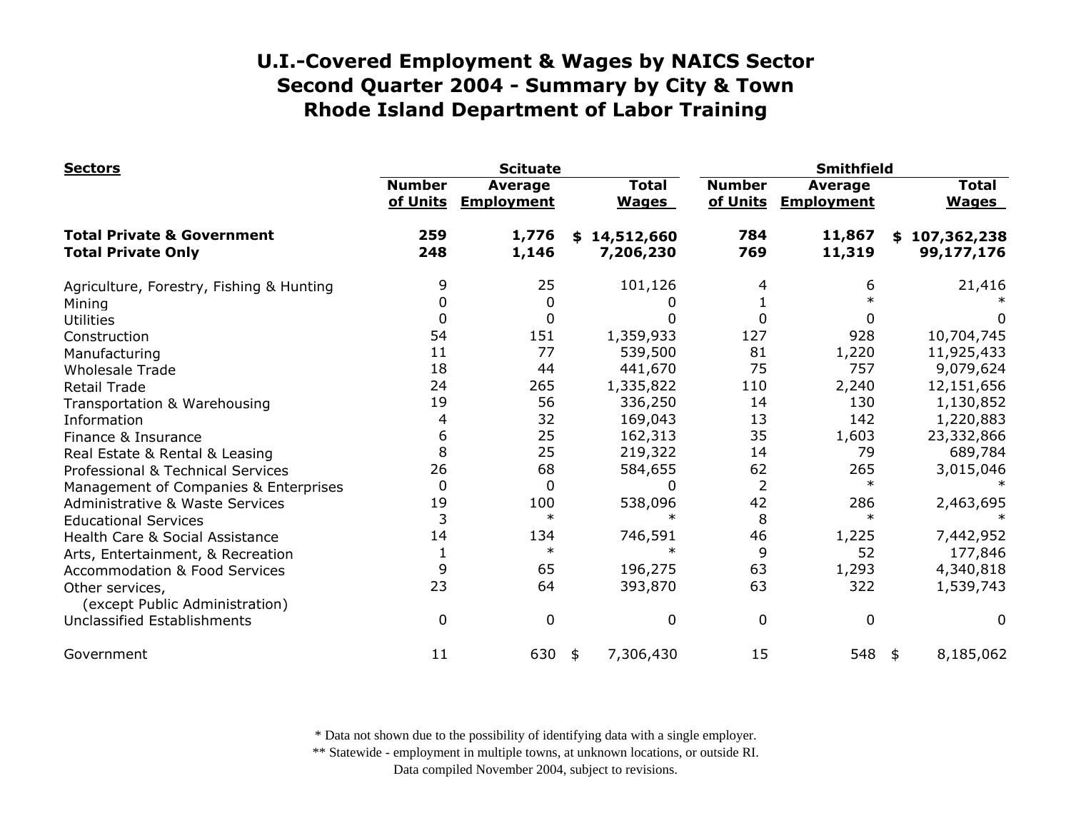# U.I.-Covered Employment & Wages by NAICS Sector
## Second Quarter 2004 - Summary by City & Town
## Rhode Island Department of Labor Training

| Sectors | Scituate | | | Smithfield | | |
|---|---|---|---|---|---|---|
| | Number of Units | Average Employment | Total Wages | Number of Units | Average Employment | Total Wages |
| **Total Private & Government** | **259** | **1,776** | **$ 14,512,660** | **784** | **11,867** | **$ 107,362,238** |
| **Total Private Only** | **248** | **1,146** | **7,206,230** | **769** | **11,319** | **99,177,176** |
| Agriculture, Forestry, Fishing & Hunting | 9 | 25 | 101,126 | 4 | 6 | 21,416 |
| Mining | 0 | 0 | 0 | 1 | * | * |
| Utilities | 0 | 0 | 0 | 0 | 0 | 0 |
| Construction | 54 | 151 | 1,359,933 | 127 | 928 | 10,704,745 |
| Manufacturing | 11 | 77 | 539,500 | 81 | 1,220 | 11,925,433 |
| Wholesale Trade | 18 | 44 | 441,670 | 75 | 757 | 9,079,624 |
| Retail Trade | 24 | 265 | 1,335,822 | 110 | 2,240 | 12,151,656 |
| Transportation & Warehousing | 19 | 56 | 336,250 | 14 | 130 | 1,130,852 |
| Information | 4 | 32 | 169,043 | 13 | 142 | 1,220,883 |
| Finance & Insurance | 6 | 25 | 162,313 | 35 | 1,603 | 23,332,866 |
| Real Estate & Rental & Leasing | 8 | 25 | 219,322 | 14 | 79 | 689,784 |
| Professional & Technical Services | 26 | 68 | 584,655 | 62 | 265 | 3,015,046 |
| Management of Companies & Enterprises | 0 | 0 | 0 | 2 | * | * |
| Administrative & Waste Services | 19 | 100 | 538,096 | 42 | 286 | 2,463,695 |
| Educational Services | 3 | * | * | 8 | * | * |
| Health Care & Social Assistance | 14 | 134 | 746,591 | 46 | 1,225 | 7,442,952 |
| Arts, Entertainment, & Recreation | 1 | * | * | 9 | 52 | 177,846 |
| Accommodation & Food Services | 9 | 65 | 196,275 | 63 | 1,293 | 4,340,818 |
| Other services, (except Public Administration) | 23 | 64 | 393,870 | 63 | 322 | 1,539,743 |
| Unclassified Establishments | 0 | 0 | 0 | 0 | 0 | 0 |
| Government | 11 | 630 | $ 7,306,430 | 15 | 548 | $ 8,185,062 |

\* Data not shown due to the possibility of identifying data with a single employer.

\*\* Statewide - employment in multiple towns, at unknown locations, or outside RI.

Data compiled November 2004, subject to revisions.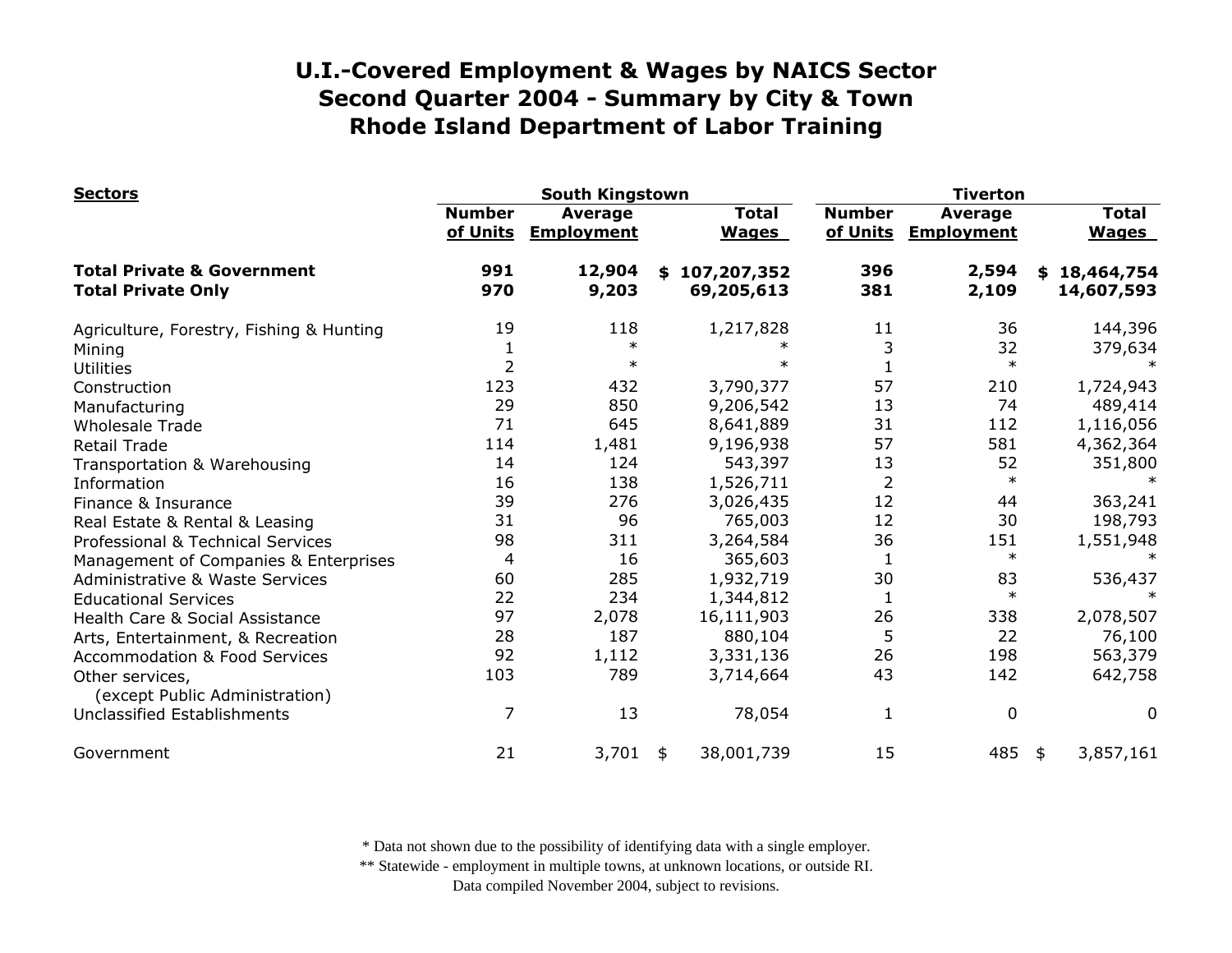# U.I.-Covered Employment & Wages by NAICS Sector
## Second Quarter 2004 - Summary by City & Town
## Rhode Island Department of Labor Training

| Sectors | South Kingstown | | | Tiverton | | |
|---|---|---|---|---|---|---|
| | Number of Units | Average Employment | Total Wages | Number of Units | Average Employment | Total Wages |
| **Total Private & Government** | **991** | **12,904** | **$ 107,207,352** | **396** | **2,594** | **$ 18,464,754** |
| **Total Private Only** | **970** | **9,203** | **69,205,613** | **381** | **2,109** | **14,607,593** |
| Agriculture, Forestry, Fishing & Hunting | 19 | 118 | 1,217,828 | 11 | 36 | 144,396 |
| Mining | 1 | * | * | 3 | 32 | 379,634 |
| Utilities | 2 | * | * | 1 | * | * |
| Construction | 123 | 432 | 3,790,377 | 57 | 210 | 1,724,943 |
| Manufacturing | 29 | 850 | 9,206,542 | 13 | 74 | 489,414 |
| Wholesale Trade | 71 | 645 | 8,641,889 | 31 | 112 | 1,116,056 |
| Retail Trade | 114 | 1,481 | 9,196,938 | 57 | 581 | 4,362,364 |
| Transportation & Warehousing | 14 | 124 | 543,397 | 13 | 52 | 351,800 |
| Information | 16 | 138 | 1,526,711 | 2 | * | * |
| Finance & Insurance | 39 | 276 | 3,026,435 | 12 | 44 | 363,241 |
| Real Estate & Rental & Leasing | 31 | 96 | 765,003 | 12 | 30 | 198,793 |
| Professional & Technical Services | 98 | 311 | 3,264,584 | 36 | 151 | 1,551,948 |
| Management of Companies & Enterprises | 4 | 16 | 365,603 | 1 | * | * |
| Administrative & Waste Services | 60 | 285 | 1,932,719 | 30 | 83 | 536,437 |
| Educational Services | 22 | 234 | 1,344,812 | 1 | * | * |
| Health Care & Social Assistance | 97 | 2,078 | 16,111,903 | 26 | 338 | 2,078,507 |
| Arts, Entertainment, & Recreation | 28 | 187 | 880,104 | 5 | 22 | 76,100 |
| Accommodation & Food Services | 92 | 1,112 | 3,331,136 | 26 | 198 | 563,379 |
| Other services, (except Public Administration) | 103 | 789 | 3,714,664 | 43 | 142 | 642,758 |
| Unclassified Establishments | 7 | 13 | 78,054 | 1 | 0 | 0 |
| Government | 21 | 3,701 | $ 38,001,739 | 15 | 485 | $ 3,857,161 |

\* Data not shown due to the possibility of identifying data with a single employer.
\*\* Statewide - employment in multiple towns, at unknown locations, or outside RI.
Data compiled November 2004, subject to revisions.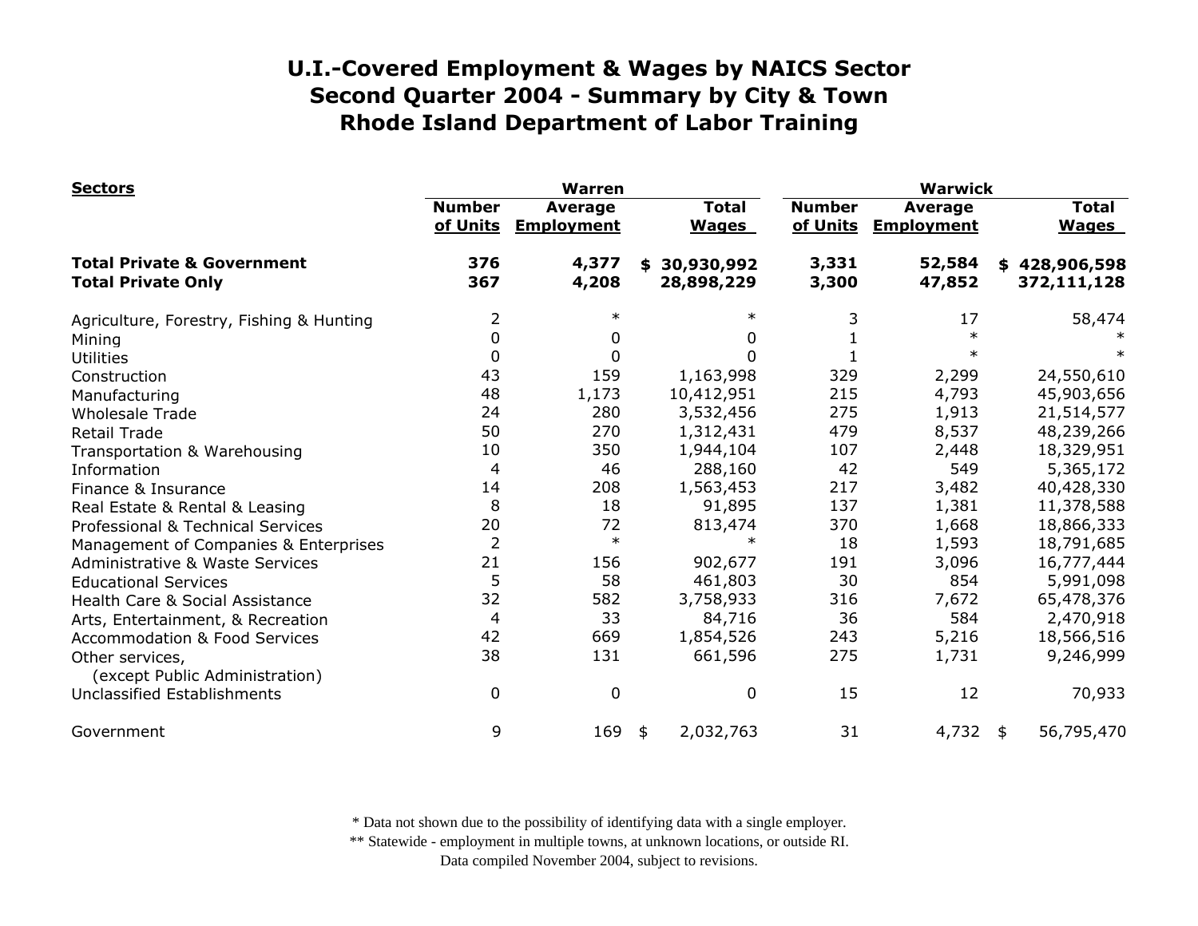# U.I.-Covered Employment & Wages by NAICS Sector
## Second Quarter 2004 - Summary by City & Town
## Rhode Island Department of Labor Training

| Sectors | Warren | | | Warwick | | |
|---|---|---|---|---|---|---|
| | Number of Units | Average Employment | Total Wages | Number of Units | Average Employment | Total Wages |
| **Total Private & Government** | **376** | **4,377** | **$ 30,930,992** | **3,331** | **52,584** | **$ 428,906,598** |
| **Total Private Only** | **367** | **4,208** | **28,898,229** | **3,300** | **47,852** | **372,111,128** |
| Agriculture, Forestry, Fishing & Hunting | 2 | * | * | 3 | 17 | 58,474 |
| Mining | 0 | 0 | 0 | 1 | * | * |
| Utilities | 0 | 0 | 0 | 1 | * | * |
| Construction | 43 | 159 | 1,163,998 | 329 | 2,299 | 24,550,610 |
| Manufacturing | 48 | 1,173 | 10,412,951 | 215 | 4,793 | 45,903,656 |
| Wholesale Trade | 24 | 280 | 3,532,456 | 275 | 1,913 | 21,514,577 |
| Retail Trade | 50 | 270 | 1,312,431 | 479 | 8,537 | 48,239,266 |
| Transportation & Warehousing | 10 | 350 | 1,944,104 | 107 | 2,448 | 18,329,951 |
| Information | 4 | 46 | 288,160 | 42 | 549 | 5,365,172 |
| Finance & Insurance | 14 | 208 | 1,563,453 | 217 | 3,482 | 40,428,330 |
| Real Estate & Rental & Leasing | 8 | 18 | 91,895 | 137 | 1,381 | 11,378,588 |
| Professional & Technical Services | 20 | 72 | 813,474 | 370 | 1,668 | 18,866,333 |
| Management of Companies & Enterprises | 2 | * | * | 18 | 1,593 | 18,791,685 |
| Administrative & Waste Services | 21 | 156 | 902,677 | 191 | 3,096 | 16,777,444 |
| Educational Services | 5 | 58 | 461,803 | 30 | 854 | 5,991,098 |
| Health Care & Social Assistance | 32 | 582 | 3,758,933 | 316 | 7,672 | 65,478,376 |
| Arts, Entertainment, & Recreation | 4 | 33 | 84,716 | 36 | 584 | 2,470,918 |
| Accommodation & Food Services | 42 | 669 | 1,854,526 | 243 | 5,216 | 18,566,516 |
| Other services, (except Public Administration) | 38 | 131 | 661,596 | 275 | 1,731 | 9,246,999 |
| Unclassified Establishments | 0 | 0 | 0 | 15 | 12 | 70,933 |
| Government | 9 | 169 | $ 2,032,763 | 31 | 4,732 | $ 56,795,470 |

\* Data not shown due to the possibility of identifying data with a single employer.

\*\* Statewide - employment in multiple towns, at unknown locations, or outside RI.

Data compiled November 2004, subject to revisions.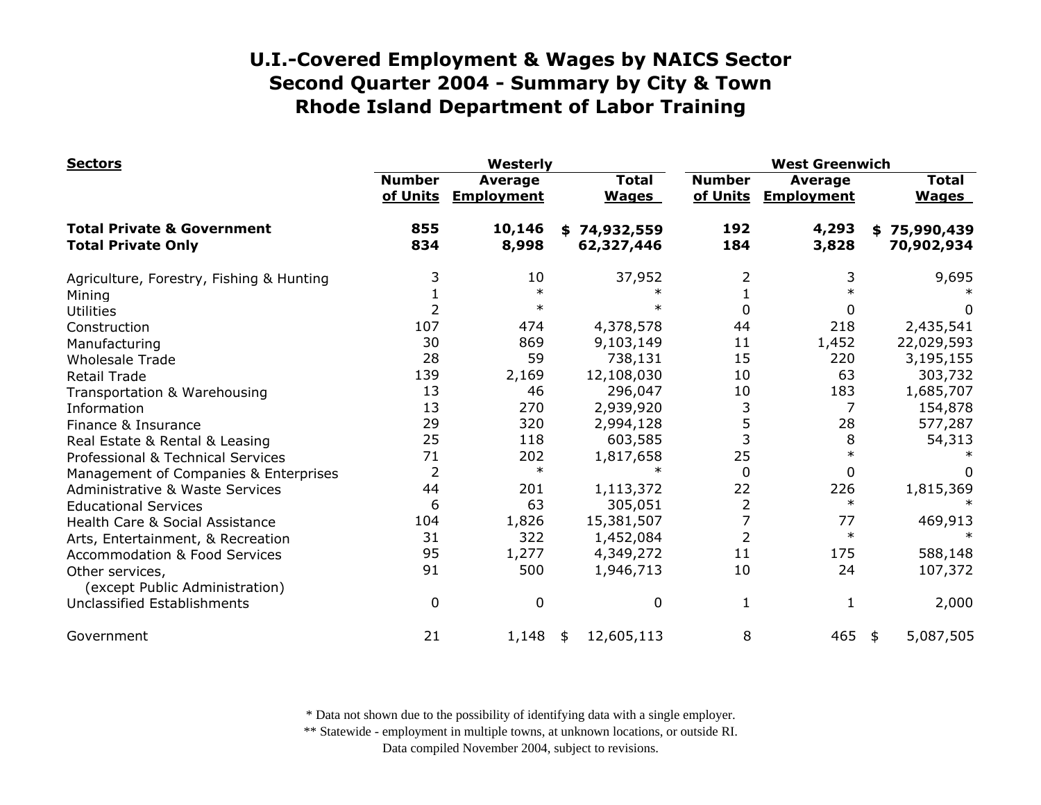# U.I.-Covered Employment & Wages by NAICS Sector
## Second Quarter 2004 - Summary by City & Town
## Rhode Island Department of Labor Training

| Sectors | Westerly | | | West Greenwich | | |
|---|---|---|---|---|---|---|
| | Number of Units | Average Employment | Total Wages | Number of Units | Average Employment | Total Wages |
| **Total Private & Government** | **855** | **10,146** | **$ 74,932,559** | **192** | **4,293** | **$ 75,990,439** |
| **Total Private Only** | **834** | **8,998** | **62,327,446** | **184** | **3,828** | **70,902,934** |
| Agriculture, Forestry, Fishing & Hunting | 3 | 10 | 37,952 | 2 | 3 | 9,695 |
| Mining | 1 | * | * | 1 | * | * |
| Utilities | 2 | * | * | 0 | 0 | 0 |
| Construction | 107 | 474 | 4,378,578 | 44 | 218 | 2,435,541 |
| Manufacturing | 30 | 869 | 9,103,149 | 11 | 1,452 | 22,029,593 |
| Wholesale Trade | 28 | 59 | 738,131 | 15 | 220 | 3,195,155 |
| Retail Trade | 139 | 2,169 | 12,108,030 | 10 | 63 | 303,732 |
| Transportation & Warehousing | 13 | 46 | 296,047 | 10 | 183 | 1,685,707 |
| Information | 13 | 270 | 2,939,920 | 3 | 7 | 154,878 |
| Finance & Insurance | 29 | 320 | 2,994,128 | 5 | 28 | 577,287 |
| Real Estate & Rental & Leasing | 25 | 118 | 603,585 | 3 | 8 | 54,313 |
| Professional & Technical Services | 71 | 202 | 1,817,658 | 25 | * | * |
| Management of Companies & Enterprises | 2 | * | * | 0 | 0 | 0 |
| Administrative & Waste Services | 44 | 201 | 1,113,372 | 22 | 226 | 1,815,369 |
| Educational Services | 6 | 63 | 305,051 | 2 | * | * |
| Health Care & Social Assistance | 104 | 1,826 | 15,381,507 | 7 | 77 | 469,913 |
| Arts, Entertainment, & Recreation | 31 | 322 | 1,452,084 | 2 | * | * |
| Accommodation & Food Services | 95 | 1,277 | 4,349,272 | 11 | 175 | 588,148 |
| Other services, (except Public Administration) | 91 | 500 | 1,946,713 | 10 | 24 | 107,372 |
| Unclassified Establishments | 0 | 0 | 0 | 1 | 1 | 2,000 |
| Government | 21 | 1,148 | $ 12,605,113 | 8 | 465 | $ 5,087,505 |

\* Data not shown due to the possibility of identifying data with a single employer.

\*\* Statewide - employment in multiple towns, at unknown locations, or outside RI.

Data compiled November 2004, subject to revisions.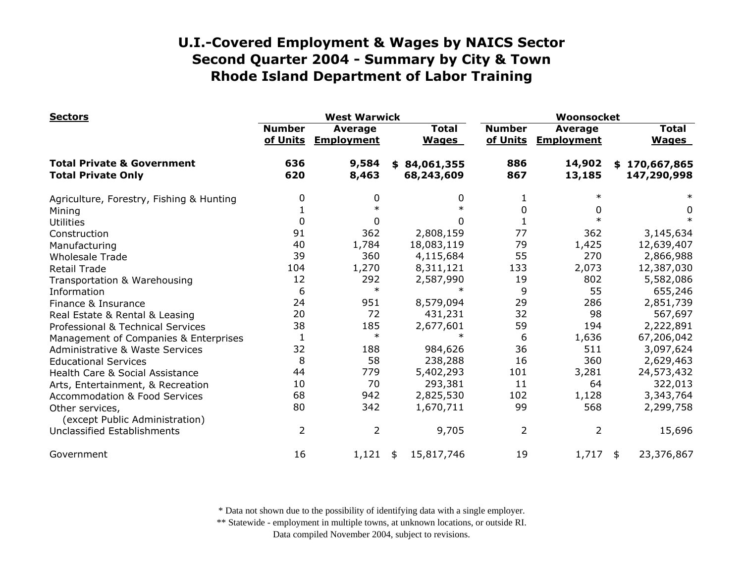# U.I.-Covered Employment & Wages by NAICS Sector
# Second Quarter 2004 - Summary by City & Town
# Rhode Island Department of Labor Training

| Sectors | West Warwick | | | Woonsocket | | |
|---|---|---|---|---|---|---|
| | Number of Units | Average Employment | Total Wages | Number of Units | Average Employment | Total Wages |
| **Total Private & Government** | **636** | **9,584** | **$ 84,061,355** | **886** | **14,902** | **$ 170,667,865** |
| **Total Private Only** | **620** | **8,463** | **68,243,609** | **867** | **13,185** | **147,290,998** |
| Agriculture, Forestry, Fishing & Hunting | 0 | 0 | 0 | 1 | * | * |
| Mining | 1 | * | * | 0 | 0 | 0 |
| Utilities | 0 | 0 | 0 | 1 | * | * |
| Construction | 91 | 362 | 2,808,159 | 77 | 362 | 3,145,634 |
| Manufacturing | 40 | 1,784 | 18,083,119 | 79 | 1,425 | 12,639,407 |
| Wholesale Trade | 39 | 360 | 4,115,684 | 55 | 270 | 2,866,988 |
| Retail Trade | 104 | 1,270 | 8,311,121 | 133 | 2,073 | 12,387,030 |
| Transportation & Warehousing | 12 | 292 | 2,587,990 | 19 | 802 | 5,582,086 |
| Information | 6 | * | * | 9 | 55 | 655,246 |
| Finance & Insurance | 24 | 951 | 8,579,094 | 29 | 286 | 2,851,739 |
| Real Estate & Rental & Leasing | 20 | 72 | 431,231 | 32 | 98 | 567,697 |
| Professional & Technical Services | 38 | 185 | 2,677,601 | 59 | 194 | 2,222,891 |
| Management of Companies & Enterprises | 1 | * | * | 6 | 1,636 | 67,206,042 |
| Administrative & Waste Services | 32 | 188 | 984,626 | 36 | 511 | 3,097,624 |
| Educational Services | 8 | 58 | 238,288 | 16 | 360 | 2,629,463 |
| Health Care & Social Assistance | 44 | 779 | 5,402,293 | 101 | 3,281 | 24,573,432 |
| Arts, Entertainment, & Recreation | 10 | 70 | 293,381 | 11 | 64 | 322,013 |
| Accommodation & Food Services | 68 | 942 | 2,825,530 | 102 | 1,128 | 3,343,764 |
| Other services, (except Public Administration) | 80 | 342 | 1,670,711 | 99 | 568 | 2,299,758 |
| Unclassified Establishments | 2 | 2 | 9,705 | 2 | 2 | 15,696 |
| Government | 16 | 1,121 | $ 15,817,746 | 19 | 1,717 | $ 23,376,867 |

\* Data not shown due to the possibility of identifying data with a single employer.
\*\* Statewide - employment in multiple towns, at unknown locations, or outside RI.
Data compiled November 2004, subject to revisions.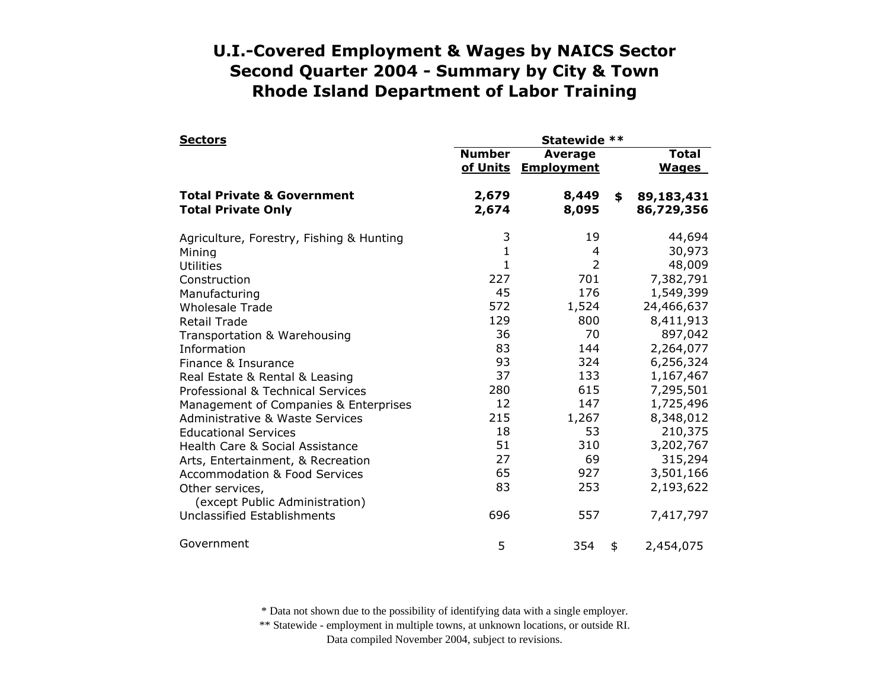# U.I.-Covered Employment & Wages by NAICS Sector
# Second Quarter 2004 - Summary by City & Town
# Rhode Island Department of Labor Training

| Sectors | Statewide ** | | |
|---|---|---|---|
| | Number of Units | Average Employment | Total Wages |
| **Total Private & Government** | **2,679** | **8,449** | **$ 89,183,431** |
| **Total Private Only** | **2,674** | **8,095** | **86,729,356** |
| Agriculture, Forestry, Fishing & Hunting | 3 | 19 | 44,694 |
| Mining | 1 | 4 | 30,973 |
| Utilities | 1 | 2 | 48,009 |
| Construction | 227 | 701 | 7,382,791 |
| Manufacturing | 45 | 176 | 1,549,399 |
| Wholesale Trade | 572 | 1,524 | 24,466,637 |
| Retail Trade | 129 | 800 | 8,411,913 |
| Transportation & Warehousing | 36 | 70 | 897,042 |
| Information | 83 | 144 | 2,264,077 |
| Finance & Insurance | 93 | 324 | 6,256,324 |
| Real Estate & Rental & Leasing | 37 | 133 | 1,167,467 |
| Professional & Technical Services | 280 | 615 | 7,295,501 |
| Management of Companies & Enterprises | 12 | 147 | 1,725,496 |
| Administrative & Waste Services | 215 | 1,267 | 8,348,012 |
| Educational Services | 18 | 53 | 210,375 |
| Health Care & Social Assistance | 51 | 310 | 3,202,767 |
| Arts, Entertainment, & Recreation | 27 | 69 | 315,294 |
| Accommodation & Food Services | 65 | 927 | 3,501,166 |
| Other services, (except Public Administration) | 83 | 253 | 2,193,622 |
| Unclassified Establishments | 696 | 557 | 7,417,797 |
| Government | 5 | 354 | $ 2,454,075 |

* Data not shown due to the possibility of identifying data with a single employer.
** Statewide - employment in multiple towns, at unknown locations, or outside RI.
Data compiled November 2004, subject to revisions.